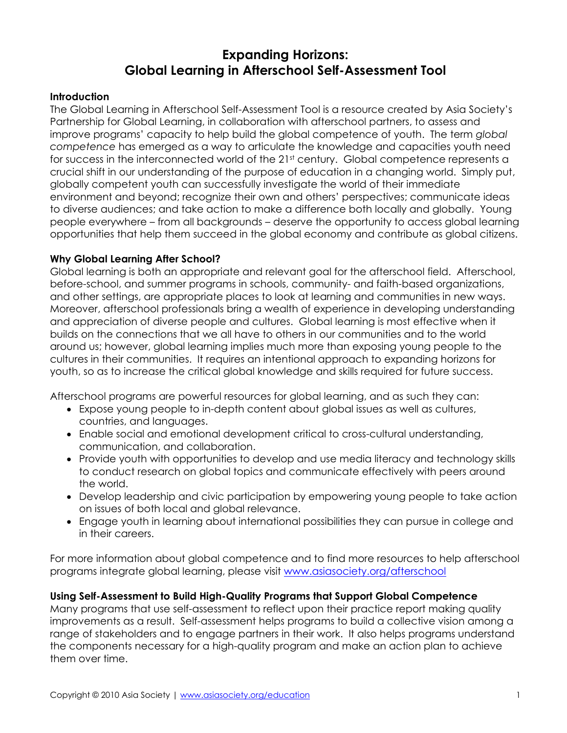# Expanding Horizons: Global Learning in Afterschool Self-Assessment Tool

## Introduction

The Global Learning in Afterschool Self-Assessment Tool is a resource created by Asia Society's Partnership for Global Learning, in collaboration with afterschool partners, to assess and improve programs' capacity to help build the global competence of youth. The term *global competence* has emerged as a way to articulate the knowledge and capacities youth need for success in the interconnected world of the 21st century. Global competence represents a crucial shift in our understanding of the purpose of education in a changing world. Simply put, globally competent youth can successfully investigate the world of their immediate environment and beyond; recognize their own and others' perspectives; communicate ideas to diverse audiences; and take action to make a difference both locally and globally. Young people everywhere – from all backgrounds – deserve the opportunity to access global learning opportunities that help them succeed in the global economy and contribute as global citizens.

## Why Global Learning After School?

Global learning is both an appropriate and relevant goal for the afterschool field. Afterschool, before-school, and summer programs in schools, community- and faith-based organizations, and other settings, are appropriate places to look at learning and communities in new ways. Moreover, afterschool professionals bring a wealth of experience in developing understanding and appreciation of diverse people and cultures. Global learning is most effective when it builds on the connections that we all have to others in our communities and to the world around us; however, global learning implies much more than exposing young people to the cultures in their communities. It requires an intentional approach to expanding horizons for youth, so as to increase the critical global knowledge and skills required for future success.

Afterschool programs are powerful resources for global learning, and as such they can:

- Expose young people to in-depth content about global issues as well as cultures, countries, and languages.
- Enable social and emotional development critical to cross-cultural understanding, communication, and collaboration.
- Provide youth with opportunities to develop and use media literacy and technology skills to conduct research on global topics and communicate effectively with peers around the world.
- Develop leadership and civic participation by empowering young people to take action on issues of both local and global relevance.
- Engage youth in learning about international possibilities they can pursue in college and in their careers.

For more information about global competence and to find more resources to help afterschool programs integrate global learning, please visit www.asiasociety.org/afterschool

## Using Self-Assessment to Build High-Quality Programs that Support Global Competence

Many programs that use self-assessment to reflect upon their practice report making quality improvements as a result. Self-assessment helps programs to build a collective vision among a range of stakeholders and to engage partners in their work. It also helps programs understand the components necessary for a high-quality program and make an action plan to achieve them over time.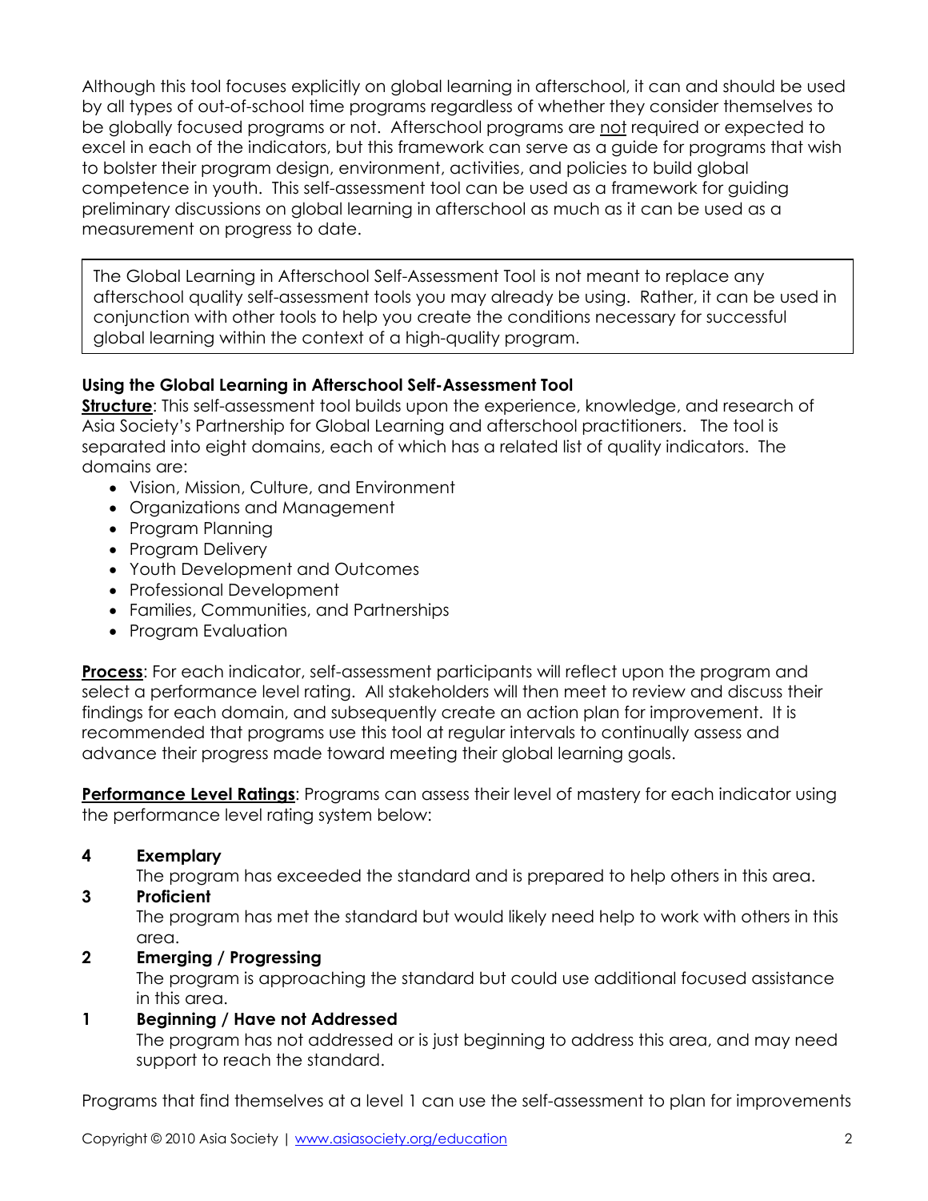Although this tool focuses explicitly on global learning in afterschool, it can and should be used by all types of out-of-school time programs regardless of whether they consider themselves to be globally focused programs or not. Afterschool programs are not required or expected to excel in each of the indicators, but this framework can serve as a guide for programs that wish to bolster their program design, environment, activities, and policies to build global competence in youth. This self-assessment tool can be used as a framework for guiding preliminary discussions on global learning in afterschool as much as it can be used as a measurement on progress to date.

> The Global Learning in Afterschool Self-Assessment Tool is not meant to replace any afterschool quality self-assessment tools you may already be using. Rather, it can be used in conjunction with other tools to help you create the conditions necessary for successful global learning within the context of a high-quality program.

**Using the Global Learning in Afterschool Self-Assessment Tool**

**Structure**: This self-assessment tool builds upon the experience, knowledge, and research of Asia Society's Partnership for Global Learning and afterschool practitioners. The tool is separated into eight domains, each of which has a related list of quality indicators. The domains are:

- Vision, Mission, Culture, and Environment
- Organizations and Management
- Program Planning
- Program Delivery
- Youth Development and Outcomes
- Professional Development
- Families, Communities, and Partnerships
- Program Evaluation

**Process**: For each indicator, self-assessment participants will reflect upon the program and select a performance level rating. All stakeholders will then meet to review and discuss their findings for each domain, and subsequently create an action plan for improvement. It is recommended that programs use this tool at regular intervals to continually assess and advance their progress made toward meeting their global learning goals.

**Performance Level Ratings**: Programs can assess their level of mastery for each indicator using the performance level rating system below:

**4 Exemplary**
The program has exceeded the standard and is prepared to help others in this area.

**3 Proficient**
The program has met the standard but would likely need help to work with others in this area.

**2 Emerging / Progressing**
The program is approaching the standard but could use additional focused assistance in this area.

**1 Beginning / Have not Addressed**
The program has not addressed or is just beginning to address this area, and may need support to reach the standard.

Programs that find themselves at a level 1 can use the self-assessment to plan for improvements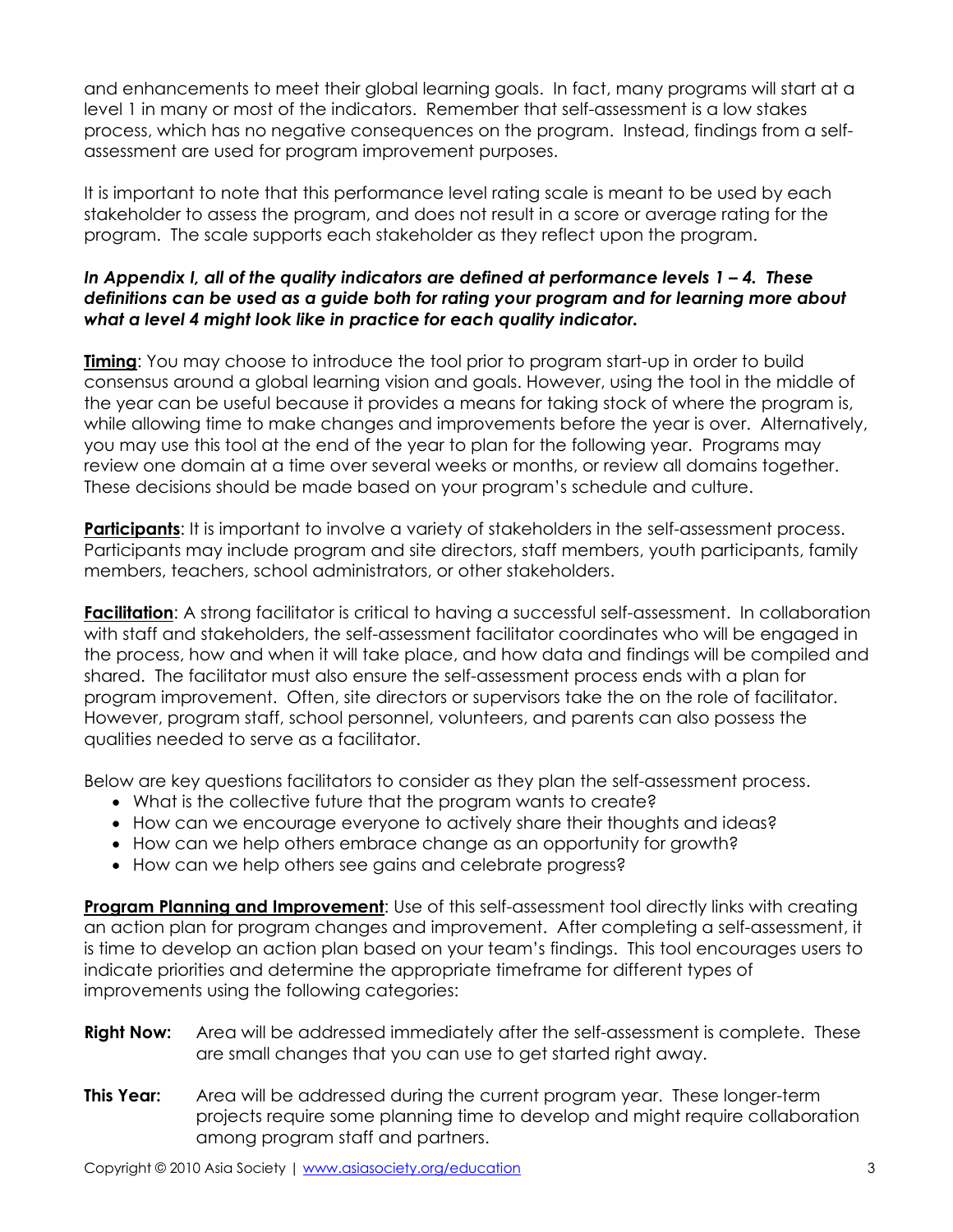and enhancements to meet their global learning goals. In fact, many programs will start at a level 1 in many or most of the indicators. Remember that self-assessment is a low stakes process, which has no negative consequences on the program. Instead, findings from a self-assessment are used for program improvement purposes.

It is important to note that this performance level rating scale is meant to be used by each stakeholder to assess the program, and does not result in a score or average rating for the program. The scale supports each stakeholder as they reflect upon the program.

***In Appendix I, all of the quality indicators are defined at performance levels 1 – 4. These definitions can be used as a guide both for rating your program and for learning more about what a level 4 might look like in practice for each quality indicator.***

**Timing**: You may choose to introduce the tool prior to program start-up in order to build consensus around a global learning vision and goals. However, using the tool in the middle of the year can be useful because it provides a means for taking stock of where the program is, while allowing time to make changes and improvements before the year is over. Alternatively, you may use this tool at the end of the year to plan for the following year. Programs may review one domain at a time over several weeks or months, or review all domains together. These decisions should be made based on your program's schedule and culture.

**Participants**: It is important to involve a variety of stakeholders in the self-assessment process. Participants may include program and site directors, staff members, youth participants, family members, teachers, school administrators, or other stakeholders.

**Facilitation**: A strong facilitator is critical to having a successful self-assessment. In collaboration with staff and stakeholders, the self-assessment facilitator coordinates who will be engaged in the process, how and when it will take place, and how data and findings will be compiled and shared. The facilitator must also ensure the self-assessment process ends with a plan for program improvement. Often, site directors or supervisors take the on the role of facilitator. However, program staff, school personnel, volunteers, and parents can also possess the qualities needed to serve as a facilitator.

Below are key questions facilitators to consider as they plan the self-assessment process.

- What is the collective future that the program wants to create?
- How can we encourage everyone to actively share their thoughts and ideas?
- How can we help others embrace change as an opportunity for growth?
- How can we help others see gains and celebrate progress?

**Program Planning and Improvement**: Use of this self-assessment tool directly links with creating an action plan for program changes and improvement. After completing a self-assessment, it is time to develop an action plan based on your team's findings. This tool encourages users to indicate priorities and determine the appropriate timeframe for different types of improvements using the following categories:

**Right Now:** Area will be addressed immediately after the self-assessment is complete. These are small changes that you can use to get started right away.

**This Year:** Area will be addressed during the current program year. These longer-term projects require some planning time to develop and might require collaboration among program staff and partners.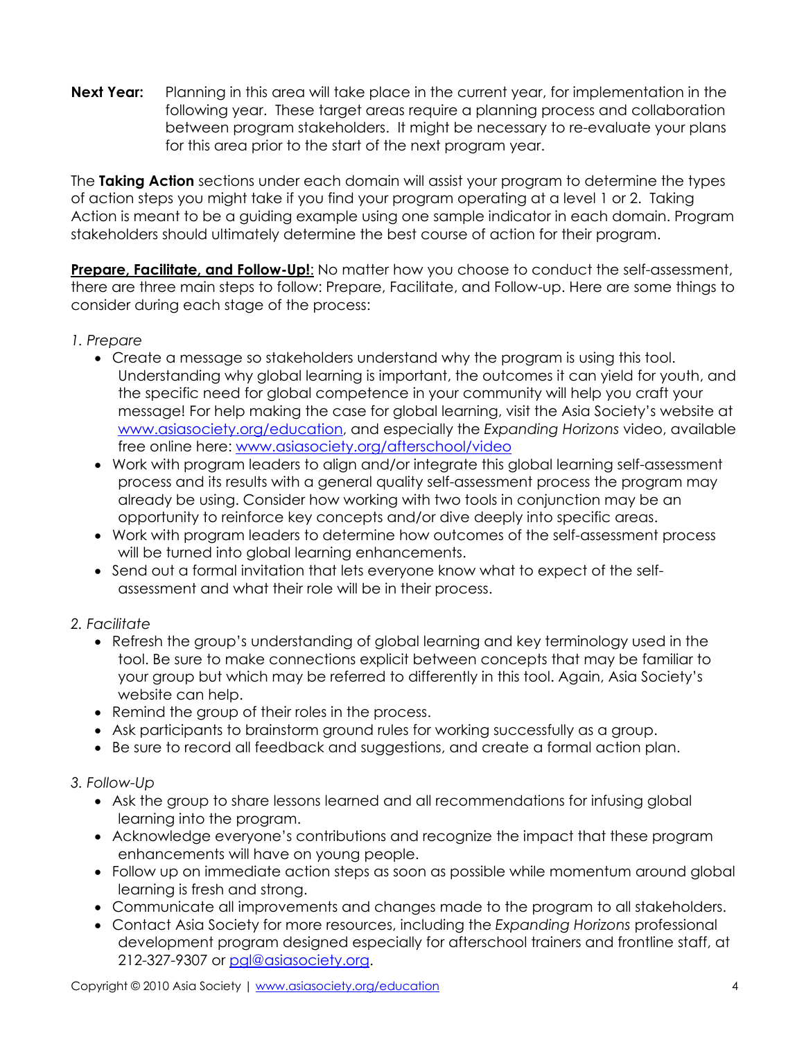**Next Year:** Planning in this area will take place in the current year, for implementation in the following year. These target areas require a planning process and collaboration between program stakeholders. It might be necessary to re-evaluate your plans for this area prior to the start of the next program year.

The **Taking Action** sections under each domain will assist your program to determine the types of action steps you might take if you find your program operating at a level 1 or 2. Taking Action is meant to be a guiding example using one sample indicator in each domain. Program stakeholders should ultimately determine the best course of action for their program.

**Prepare, Facilitate, and Follow-Up!**: No matter how you choose to conduct the self-assessment, there are three main steps to follow: Prepare, Facilitate, and Follow-up. Here are some things to consider during each stage of the process:

*1. Prepare*

- Create a message so stakeholders understand why the program is using this tool. Understanding why global learning is important, the outcomes it can yield for youth, and the specific need for global competence in your community will help you craft your message! For help making the case for global learning, visit the Asia Society's website at www.asiasociety.org/education, and especially the *Expanding Horizons* video, available free online here: www.asiasociety.org/afterschool/video
- Work with program leaders to align and/or integrate this global learning self-assessment process and its results with a general quality self-assessment process the program may already be using. Consider how working with two tools in conjunction may be an opportunity to reinforce key concepts and/or dive deeply into specific areas.
- Work with program leaders to determine how outcomes of the self-assessment process will be turned into global learning enhancements.
- Send out a formal invitation that lets everyone know what to expect of the self-assessment and what their role will be in their process.

*2. Facilitate*

- Refresh the group's understanding of global learning and key terminology used in the tool. Be sure to make connections explicit between concepts that may be familiar to your group but which may be referred to differently in this tool. Again, Asia Society's website can help.
- Remind the group of their roles in the process.
- Ask participants to brainstorm ground rules for working successfully as a group.
- Be sure to record all feedback and suggestions, and create a formal action plan.

*3. Follow-Up*

- Ask the group to share lessons learned and all recommendations for infusing global learning into the program.
- Acknowledge everyone's contributions and recognize the impact that these program enhancements will have on young people.
- Follow up on immediate action steps as soon as possible while momentum around global learning is fresh and strong.
- Communicate all improvements and changes made to the program to all stakeholders.
- Contact Asia Society for more resources, including the *Expanding Horizons* professional development program designed especially for afterschool trainers and frontline staff, at 212-327-9307 or pgl@asiasociety.org.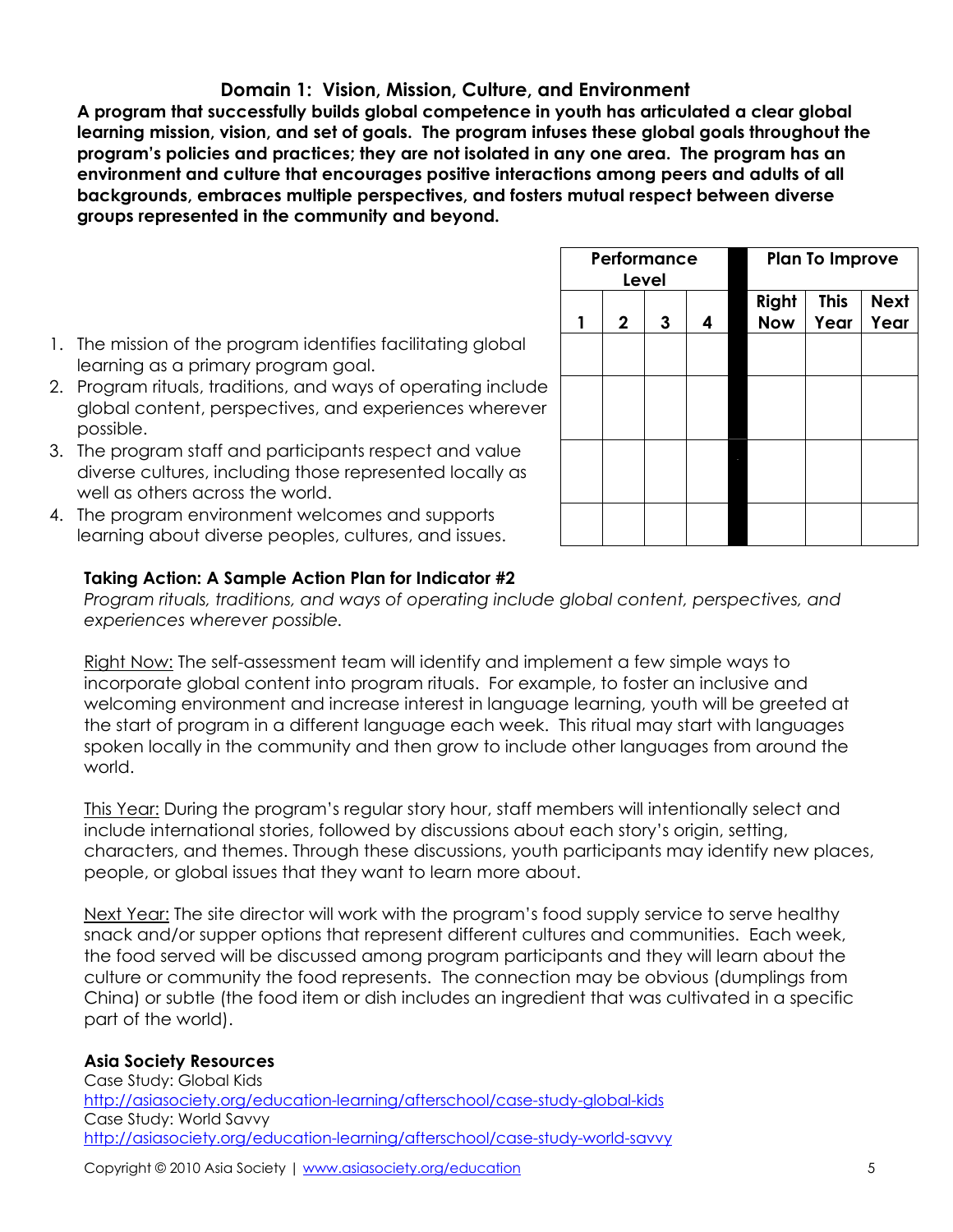## Domain 1: Vision, Mission, Culture, and Environment

**A program that successfully builds global competence in youth has articulated a clear global learning mission, vision, and set of goals. The program infuses these global goals throughout the program's policies and practices; they are not isolated in any one area. The program has an environment and culture that encourages positive interactions among peers and adults of all backgrounds, embraces multiple perspectives, and fosters mutual respect between diverse groups represented in the community and beyond.**

| Indicator | Performance Level | | | | Plan To Improve | | |
|---|---|---|---|---|---|---|---|
| | 1 | 2 | 3 | 4 | Right Now | This Year | Next Year |
| 1. The mission of the program identifies facilitating global learning as a primary program goal. | | | | | | | |
| 2. Program rituals, traditions, and ways of operating include global content, perspectives, and experiences wherever possible. | | | | | | | |
| 3. The program staff and participants respect and value diverse cultures, including those represented locally as well as others across the world. | | | | | | | |
| 4. The program environment welcomes and supports learning about diverse peoples, cultures, and issues. | | | | | | | |

### Taking Action: A Sample Action Plan for Indicator #2

*Program rituals, traditions, and ways of operating include global content, perspectives, and experiences wherever possible.*

Right Now: The self-assessment team will identify and implement a few simple ways to incorporate global content into program rituals. For example, to foster an inclusive and welcoming environment and increase interest in language learning, youth will be greeted at the start of program in a different language each week. This ritual may start with languages spoken locally in the community and then grow to include other languages from around the world.

This Year: During the program's regular story hour, staff members will intentionally select and include international stories, followed by discussions about each story's origin, setting, characters, and themes. Through these discussions, youth participants may identify new places, people, or global issues that they want to learn more about.

Next Year: The site director will work with the program's food supply service to serve healthy snack and/or supper options that represent different cultures and communities. Each week, the food served will be discussed among program participants and they will learn about the culture or community the food represents. The connection may be obvious (dumplings from China) or subtle (the food item or dish includes an ingredient that was cultivated in a specific part of the world).

### Asia Society Resources

Case Study: Global Kids
http://asiasociety.org/education-learning/afterschool/case-study-global-kids
Case Study: World Savvy
http://asiasociety.org/education-learning/afterschool/case-study-world-savvy

Copyright © 2010 Asia Society | www.asiasociety.org/education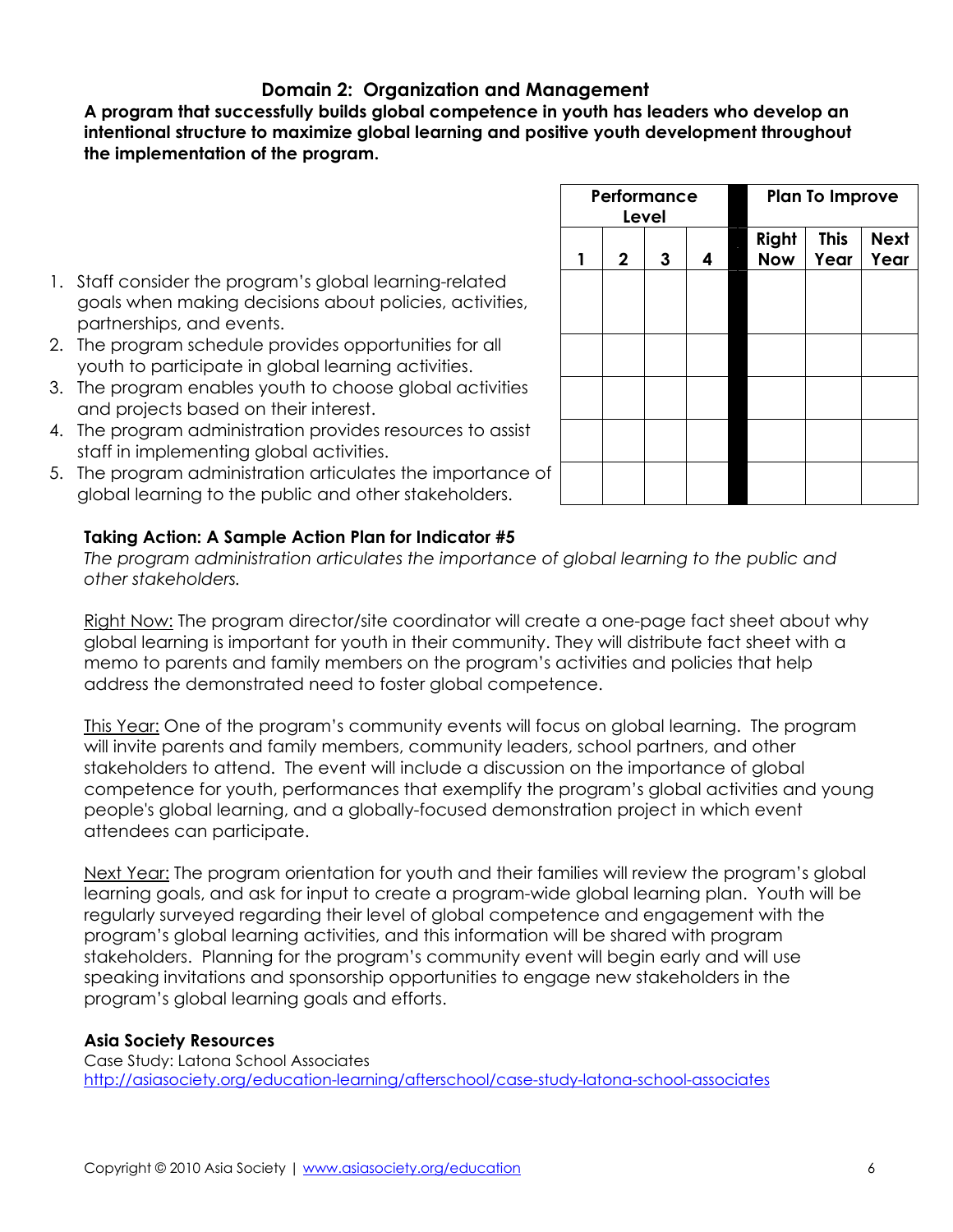## Domain 2: Organization and Management

**A program that successfully builds global competence in youth has leaders who develop an intentional structure to maximize global learning and positive youth development throughout the implementation of the program.**

| Indicator | Performance Level | | | | Plan To Improve | | |
|---|---|---|---|---|---|---|---|
| | 1 | 2 | 3 | 4 | Right Now | This Year | Next Year |
| 1. Staff consider the program's global learning-related goals when making decisions about policies, activities, partnerships, and events. | | | | | | | |
| 2. The program schedule provides opportunities for all youth to participate in global learning activities. | | | | | | | |
| 3. The program enables youth to choose global activities and projects based on their interest. | | | | | | | |
| 4. The program administration provides resources to assist staff in implementing global activities. | | | | | | | |
| 5. The program administration articulates the importance of global learning to the public and other stakeholders. | | | | | | | |

**Taking Action: A Sample Action Plan for Indicator #5**

*The program administration articulates the importance of global learning to the public and other stakeholders.*

Right Now: The program director/site coordinator will create a one-page fact sheet about why global learning is important for youth in their community. They will distribute fact sheet with a memo to parents and family members on the program's activities and policies that help address the demonstrated need to foster global competence.

This Year: One of the program's community events will focus on global learning. The program will invite parents and family members, community leaders, school partners, and other stakeholders to attend. The event will include a discussion on the importance of global competence for youth, performances that exemplify the program's global activities and young people's global learning, and a globally-focused demonstration project in which event attendees can participate.

Next Year: The program orientation for youth and their families will review the program's global learning goals, and ask for input to create a program-wide global learning plan. Youth will be regularly surveyed regarding their level of global competence and engagement with the program's global learning activities, and this information will be shared with program stakeholders. Planning for the program's community event will begin early and will use speaking invitations and sponsorship opportunities to engage new stakeholders in the program's global learning goals and efforts.

**Asia Society Resources**

Case Study: Latona School Associates
http://asiasociety.org/education-learning/afterschool/case-study-latona-school-associates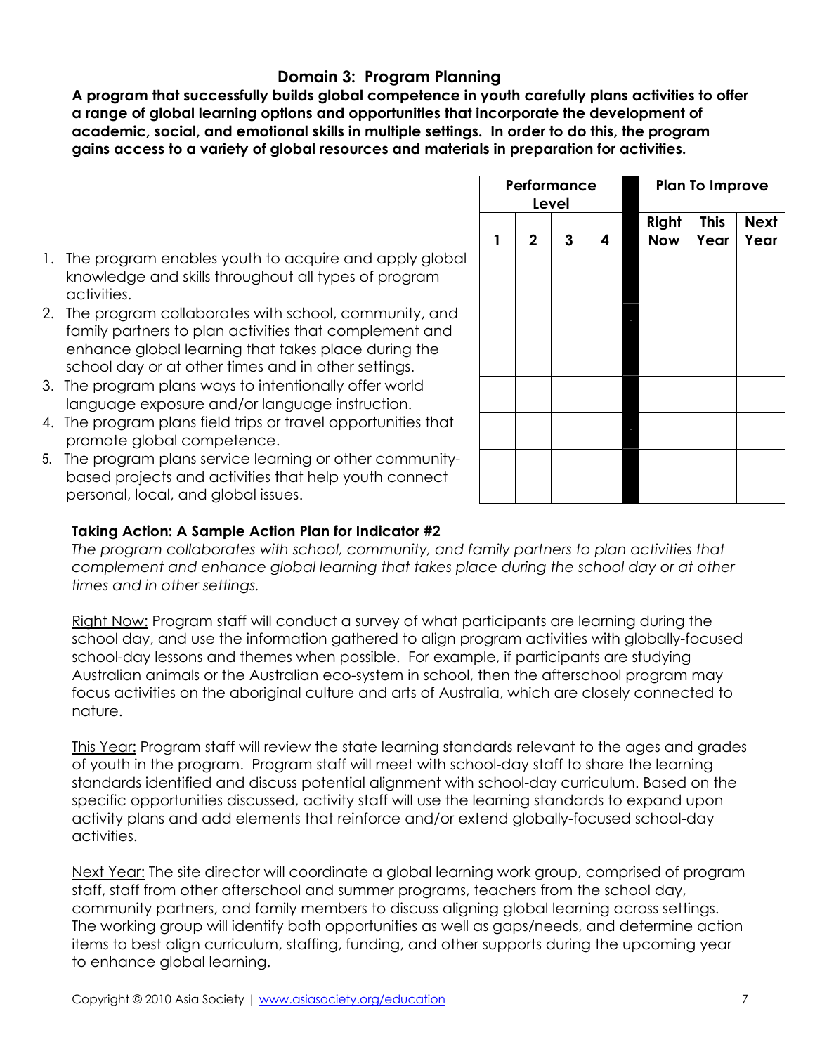## Domain 3: Program Planning

**A program that successfully builds global competence in youth carefully plans activities to offer a range of global learning options and opportunities that incorporate the development of academic, social, and emotional skills in multiple settings. In order to do this, the program gains access to a variety of global resources and materials in preparation for activities.**

| | Performance Level | | | | Plan To Improve | | |
|---|---|---|---|---|---|---|---|
| | 1 | 2 | 3 | 4 | Right Now | This Year | Next Year |
| 1. The program enables youth to acquire and apply global knowledge and skills throughout all types of program activities. | | | | | | | |
| 2. The program collaborates with school, community, and family partners to plan activities that complement and enhance global learning that takes place during the school day or at other times and in other settings. | | | | | | | |
| 3. The program plans ways to intentionally offer world language exposure and/or language instruction. | | | | | | | |
| 4. The program plans field trips or travel opportunities that promote global competence. | | | | | | | |
| 5. The program plans service learning or other community-based projects and activities that help youth connect personal, local, and global issues. | | | | | | | |

**Taking Action: A Sample Action Plan for Indicator #2**

*The program collaborates with school, community, and family partners to plan activities that complement and enhance global learning that takes place during the school day or at other times and in other settings.*

Right Now: Program staff will conduct a survey of what participants are learning during the school day, and use the information gathered to align program activities with globally-focused school-day lessons and themes when possible. For example, if participants are studying Australian animals or the Australian eco-system in school, then the afterschool program may focus activities on the aboriginal culture and arts of Australia, which are closely connected to nature.

This Year: Program staff will review the state learning standards relevant to the ages and grades of youth in the program. Program staff will meet with school-day staff to share the learning standards identified and discuss potential alignment with school-day curriculum. Based on the specific opportunities discussed, activity staff will use the learning standards to expand upon activity plans and add elements that reinforce and/or extend globally-focused school-day activities.

Next Year: The site director will coordinate a global learning work group, comprised of program staff, staff from other afterschool and summer programs, teachers from the school day, community partners, and family members to discuss aligning global learning across settings. The working group will identify both opportunities as well as gaps/needs, and determine action items to best align curriculum, staffing, funding, and other supports during the upcoming year to enhance global learning.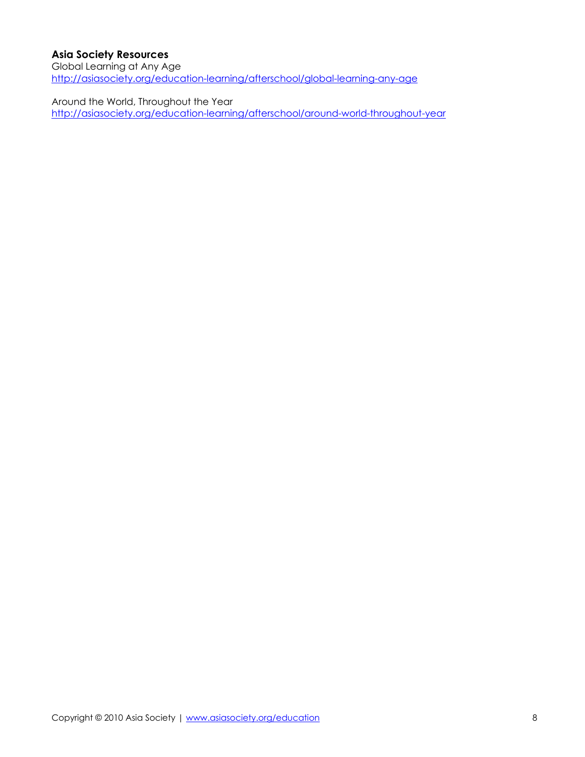**Asia Society Resources**

Global Learning at Any Age
http://asiasociety.org/education-learning/afterschool/global-learning-any-age

Around the World, Throughout the Year
http://asiasociety.org/education-learning/afterschool/around-world-throughout-year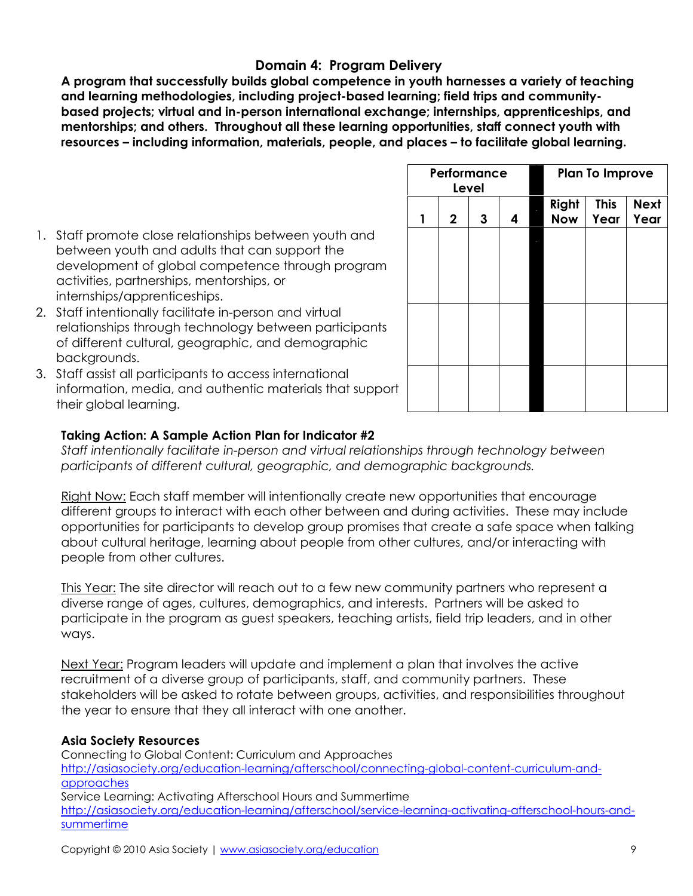## Domain 4: Program Delivery

**A program that successfully builds global competence in youth harnesses a variety of teaching and learning methodologies, including project-based learning; field trips and community-based projects; virtual and in-person international exchange; internships, apprenticeships, and mentorships; and others. Throughout all these learning opportunities, staff connect youth with resources – including information, materials, people, and places – to facilitate global learning.**

| Indicator | Performance Level | | | | | Plan To Improve | | |
|---|---|---|---|---|---|---|---|---|
| | 1 | 2 | 3 | 4 | | Right Now | This Year | Next Year |
| 1. Staff promote close relationships between youth and between youth and adults that can support the development of global competence through program activities, partnerships, mentorships, or internships/apprenticeships. | | | | | | | | |
| 2. Staff intentionally facilitate in-person and virtual relationships through technology between participants of different cultural, geographic, and demographic backgrounds. | | | | | | | | |
| 3. Staff assist all participants to access international information, media, and authentic materials that support their global learning. | | | | | | | | |

**Taking Action: A Sample Action Plan for Indicator #2**

*Staff intentionally facilitate in-person and virtual relationships through technology between participants of different cultural, geographic, and demographic backgrounds.*

Right Now: Each staff member will intentionally create new opportunities that encourage different groups to interact with each other between and during activities. These may include opportunities for participants to develop group promises that create a safe space when talking about cultural heritage, learning about people from other cultures, and/or interacting with people from other cultures.

This Year: The site director will reach out to a few new community partners who represent a diverse range of ages, cultures, demographics, and interests. Partners will be asked to participate in the program as guest speakers, teaching artists, field trip leaders, and in other ways.

Next Year: Program leaders will update and implement a plan that involves the active recruitment of a diverse group of participants, staff, and community partners. These stakeholders will be asked to rotate between groups, activities, and responsibilities throughout the year to ensure that they all interact with one another.

**Asia Society Resources**

Connecting to Global Content: Curriculum and Approaches
http://asiasociety.org/education-learning/afterschool/connecting-global-content-curriculum-and-approaches

Service Learning: Activating Afterschool Hours and Summertime
http://asiasociety.org/education-learning/afterschool/service-learning-activating-afterschool-hours-and-summertime

Copyright © 2010 Asia Society | www.asiasociety.org/education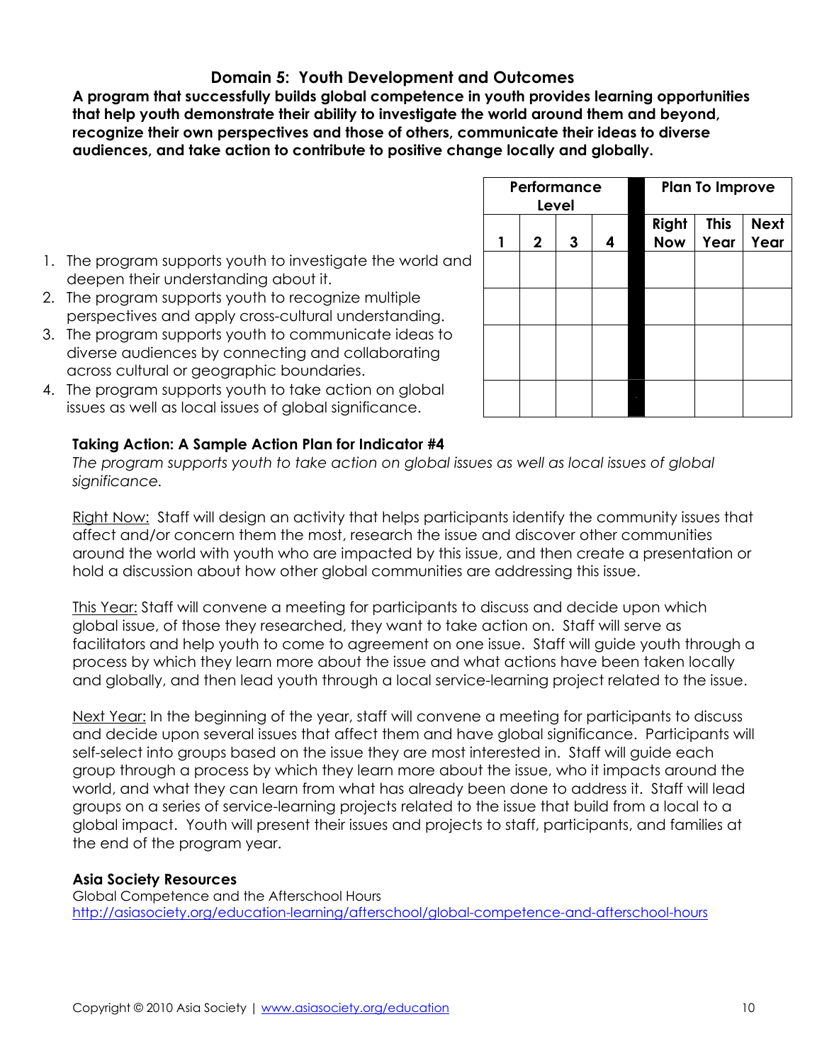## Domain 5: Youth Development and Outcomes

**A program that successfully builds global competence in youth provides learning opportunities that help youth demonstrate their ability to investigate the world around them and beyond, recognize their own perspectives and those of others, communicate their ideas to diverse audiences, and take action to contribute to positive change locally and globally.**

| | Performance Level | | | | Plan To Improve | | |
|---|---|---|---|---|---|---|---|
| | 1 | 2 | 3 | 4 | Right Now | This Year | Next Year |
| 1. The program supports youth to investigate the world and deepen their understanding about it. | | | | | | | |
| 2. The program supports youth to recognize multiple perspectives and apply cross-cultural understanding. | | | | | | | |
| 3. The program supports youth to communicate ideas to diverse audiences by connecting and collaborating across cultural or geographic boundaries. | | | | | | | |
| 4. The program supports youth to take action on global issues as well as local issues of global significance. | | | | | | | |

**Taking Action: A Sample Action Plan for Indicator #4**

*The program supports youth to take action on global issues as well as local issues of global significance.*

Right Now: Staff will design an activity that helps participants identify the community issues that affect and/or concern them the most, research the issue and discover other communities around the world with youth who are impacted by this issue, and then create a presentation or hold a discussion about how other global communities are addressing this issue.

This Year: Staff will convene a meeting for participants to discuss and decide upon which global issue, of those they researched, they want to take action on. Staff will serve as facilitators and help youth to come to agreement on one issue. Staff will guide youth through a process by which they learn more about the issue and what actions have been taken locally and globally, and then lead youth through a local service-learning project related to the issue.

Next Year: In the beginning of the year, staff will convene a meeting for participants to discuss and decide upon several issues that affect them and have global significance. Participants will self-select into groups based on the issue they are most interested in. Staff will guide each group through a process by which they learn more about the issue, who it impacts around the world, and what they can learn from what has already been done to address it. Staff will lead groups on a series of service-learning projects related to the issue that build from a local to a global impact. Youth will present their issues and projects to staff, participants, and families at the end of the program year.

**Asia Society Resources**

Global Competence and the Afterschool Hours
http://asiasociety.org/education-learning/afterschool/global-competence-and-afterschool-hours

Copyright © 2010 Asia Society | www.asiasociety.org/education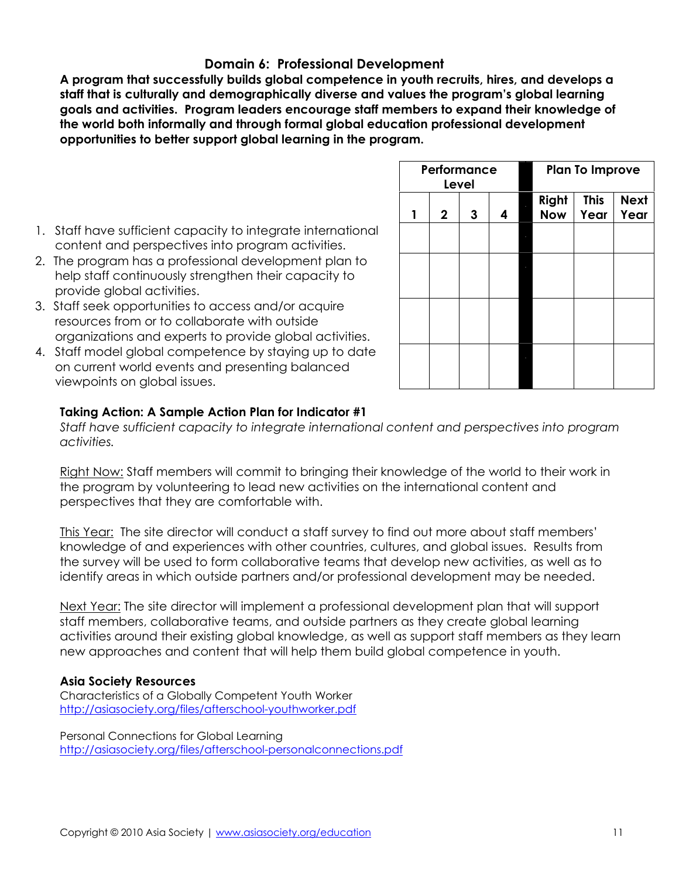## Domain 6: Professional Development

**A program that successfully builds global competence in youth recruits, hires, and develops a staff that is culturally and demographically diverse and values the program's global learning goals and activities. Program leaders encourage staff members to expand their knowledge of the world both informally and through formal global education professional development opportunities to better support global learning in the program.**

| | Performance Level | | | | | Plan To Improve | | |
|---|---|---|---|---|---|---|---|---|
| | 1 | 2 | 3 | 4 | | Right Now | This Year | Next Year |
| 1. Staff have sufficient capacity to integrate international content and perspectives into program activities. | | | | | | | | |
| 2. The program has a professional development plan to help staff continuously strengthen their capacity to provide global activities. | | | | | | | | |
| 3. Staff seek opportunities to access and/or acquire resources from or to collaborate with outside organizations and experts to provide global activities. | | | | | | | | |
| 4. Staff model global competence by staying up to date on current world events and presenting balanced viewpoints on global issues. | | | | | | | | |

**Taking Action: A Sample Action Plan for Indicator #1**

*Staff have sufficient capacity to integrate international content and perspectives into program activities.*

Right Now: Staff members will commit to bringing their knowledge of the world to their work in the program by volunteering to lead new activities on the international content and perspectives that they are comfortable with.

This Year: The site director will conduct a staff survey to find out more about staff members' knowledge of and experiences with other countries, cultures, and global issues. Results from the survey will be used to form collaborative teams that develop new activities, as well as to identify areas in which outside partners and/or professional development may be needed.

Next Year: The site director will implement a professional development plan that will support staff members, collaborative teams, and outside partners as they create global learning activities around their existing global knowledge, as well as support staff members as they learn new approaches and content that will help them build global competence in youth.

**Asia Society Resources**

Characteristics of a Globally Competent Youth Worker
http://asiasociety.org/files/afterschool-youthworker.pdf

Personal Connections for Global Learning
http://asiasociety.org/files/afterschool-personalconnections.pdf

Copyright © 2010 Asia Society | www.asiasociety.org/education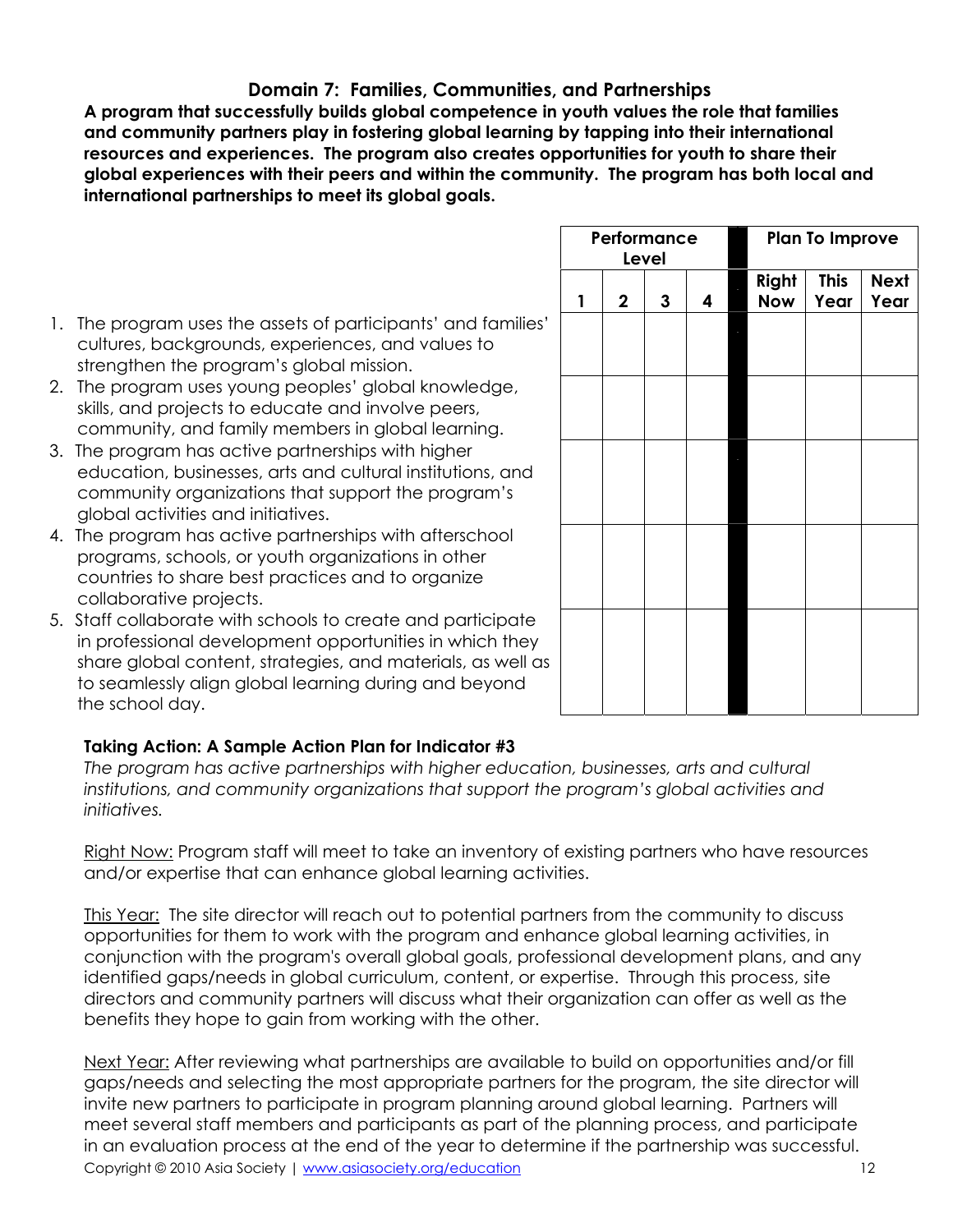## Domain 7: Families, Communities, and Partnerships

**A program that successfully builds global competence in youth values the role that families and community partners play in fostering global learning by tapping into their international resources and experiences. The program also creates opportunities for youth to share their global experiences with their peers and within the community. The program has both local and international partnerships to meet its global goals.**

| Indicator | Performance Level | | | | Plan To Improve | | |
|---|---|---|---|---|---|---|---|
| | 1 | 2 | 3 | 4 | Right Now | This Year | Next Year |
| 1. The program uses the assets of participants' and families' cultures, backgrounds, experiences, and values to strengthen the program's global mission. | | | | | | | |
| 2. The program uses young peoples' global knowledge, skills, and projects to educate and involve peers, community, and family members in global learning. | | | | | | | |
| 3. The program has active partnerships with higher education, businesses, arts and cultural institutions, and community organizations that support the program's global activities and initiatives. | | | | | | | |
| 4. The program has active partnerships with afterschool programs, schools, or youth organizations in other countries to share best practices and to organize collaborative projects. | | | | | | | |
| 5. Staff collaborate with schools to create and participate in professional development opportunities in which they share global content, strategies, and materials, as well as to seamlessly align global learning during and beyond the school day. | | | | | | | |

**Taking Action: A Sample Action Plan for Indicator #3**

*The program has active partnerships with higher education, businesses, arts and cultural institutions, and community organizations that support the program's global activities and initiatives.*

Right Now: Program staff will meet to take an inventory of existing partners who have resources and/or expertise that can enhance global learning activities.

This Year: The site director will reach out to potential partners from the community to discuss opportunities for them to work with the program and enhance global learning activities, in conjunction with the program's overall global goals, professional development plans, and any identified gaps/needs in global curriculum, content, or expertise. Through this process, site directors and community partners will discuss what their organization can offer as well as the benefits they hope to gain from working with the other.

Next Year: After reviewing what partnerships are available to build on opportunities and/or fill gaps/needs and selecting the most appropriate partners for the program, the site director will invite new partners to participate in program planning around global learning. Partners will meet several staff members and participants as part of the planning process, and participate in an evaluation process at the end of the year to determine if the partnership was successful.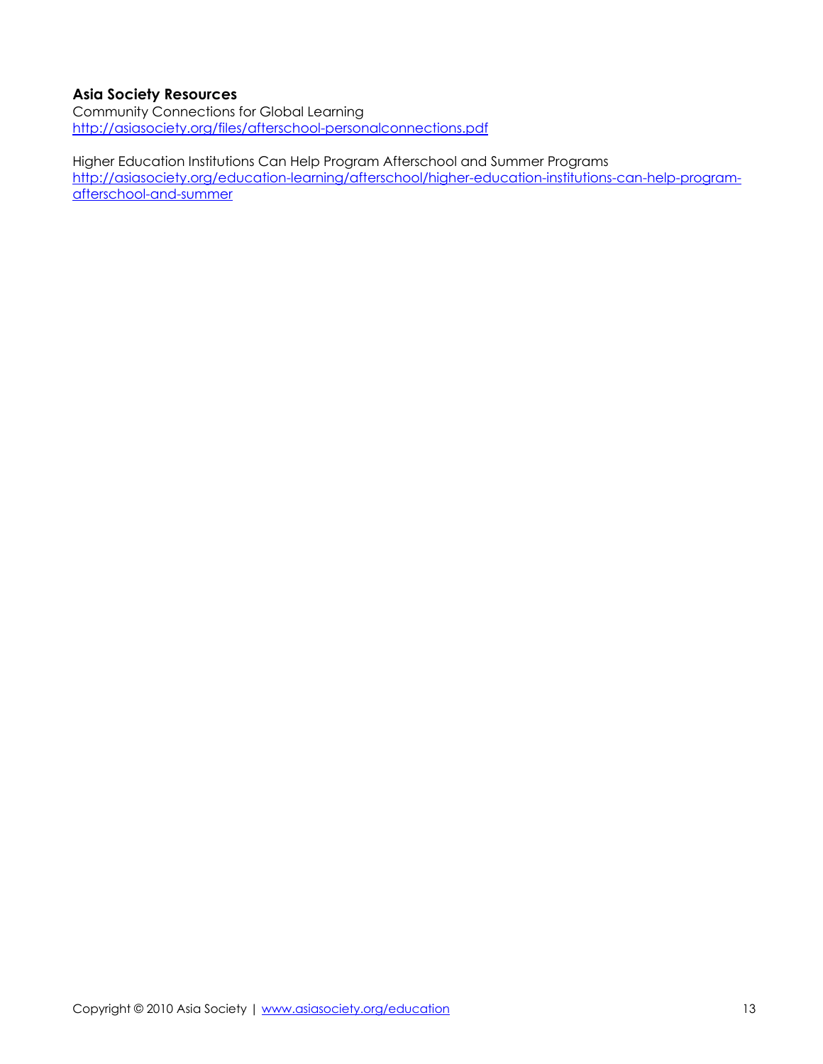**Asia Society Resources**

Community Connections for Global Learning
http://asiasociety.org/files/afterschool-personalconnections.pdf

Higher Education Institutions Can Help Program Afterschool and Summer Programs
http://asiasociety.org/education-learning/afterschool/higher-education-institutions-can-help-program-afterschool-and-summer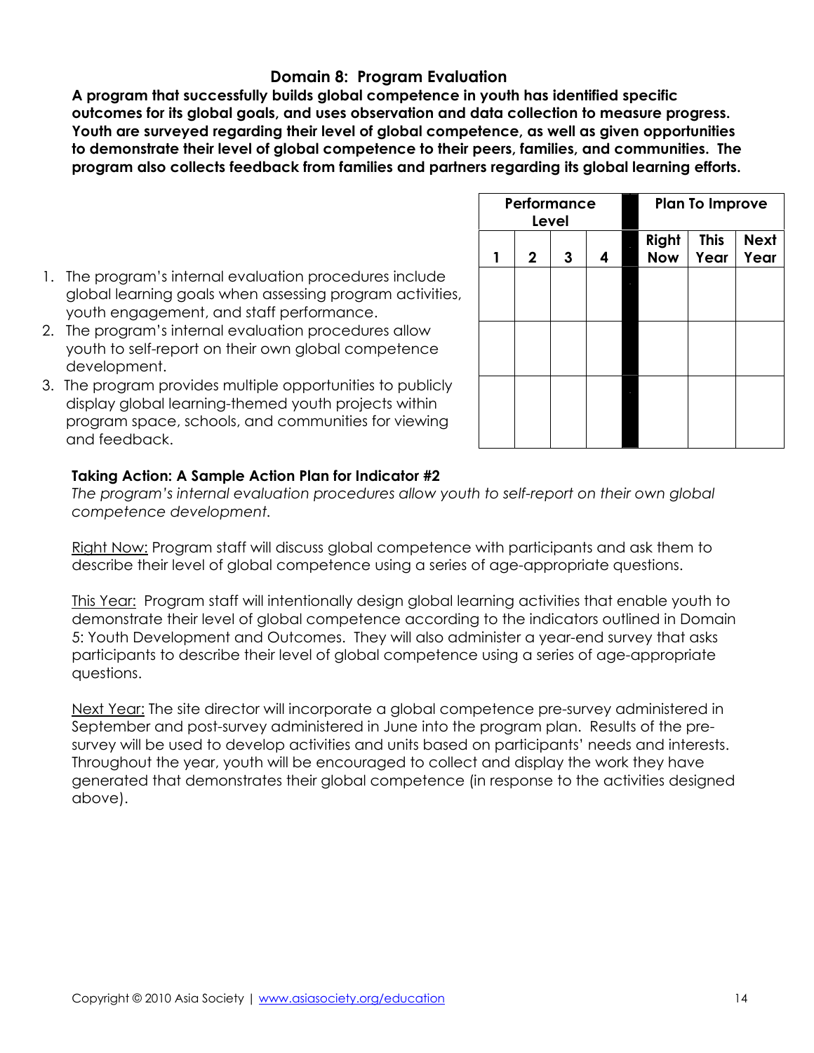## Domain 8: Program Evaluation

**A program that successfully builds global competence in youth has identified specific outcomes for its global goals, and uses observation and data collection to measure progress. Youth are surveyed regarding their level of global competence, as well as given opportunities to demonstrate their level of global competence to their peers, families, and communities. The program also collects feedback from families and partners regarding its global learning efforts.**

| | Performance Level | | | | Plan To Improve | | |
|---|---|---|---|---|---|---|---|
| | 1 | 2 | 3 | 4 | Right Now | This Year | Next Year |
| 1. The program's internal evaluation procedures include global learning goals when assessing program activities, youth engagement, and staff performance. | | | | | | | |
| 2. The program's internal evaluation procedures allow youth to self-report on their own global competence development. | | | | | | | |
| 3. The program provides multiple opportunities to publicly display global learning-themed youth projects within program space, schools, and communities for viewing and feedback. | | | | | | | |

**Taking Action: A Sample Action Plan for Indicator #2**

*The program's internal evaluation procedures allow youth to self-report on their own global competence development.*

Right Now: Program staff will discuss global competence with participants and ask them to describe their level of global competence using a series of age-appropriate questions.

This Year: Program staff will intentionally design global learning activities that enable youth to demonstrate their level of global competence according to the indicators outlined in Domain 5: Youth Development and Outcomes. They will also administer a year-end survey that asks participants to describe their level of global competence using a series of age-appropriate questions.

Next Year: The site director will incorporate a global competence pre-survey administered in September and post-survey administered in June into the program plan. Results of the pre-survey will be used to develop activities and units based on participants' needs and interests. Throughout the year, youth will be encouraged to collect and display the work they have generated that demonstrates their global competence (in response to the activities designed above).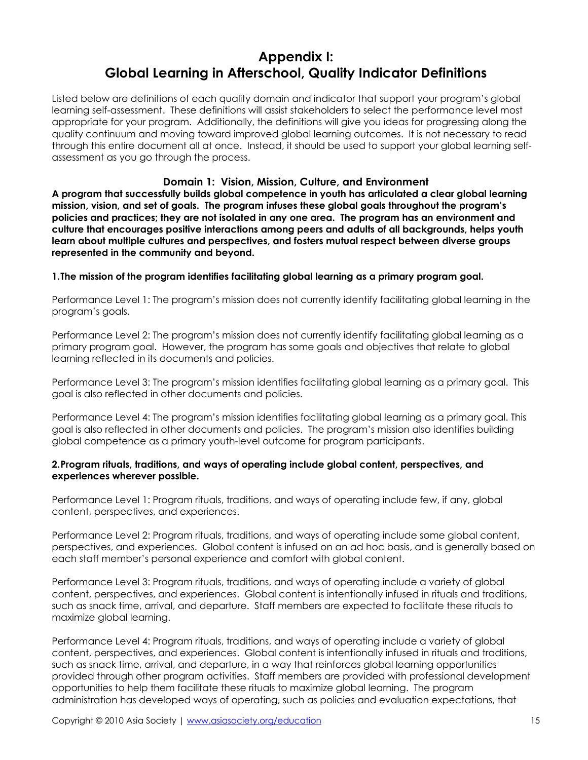# Appendix I:
# Global Learning in Afterschool, Quality Indicator Definitions

Listed below are definitions of each quality domain and indicator that support your program's global learning self-assessment. These definitions will assist stakeholders to select the performance level most appropriate for your program. Additionally, the definitions will give you ideas for progressing along the quality continuum and moving toward improved global learning outcomes. It is not necessary to read through this entire document all at once. Instead, it should be used to support your global learning self-assessment as you go through the process.

## Domain 1: Vision, Mission, Culture, and Environment

**A program that successfully builds global competence in youth has articulated a clear global learning mission, vision, and set of goals. The program infuses these global goals throughout the program's policies and practices; they are not isolated in any one area. The program has an environment and culture that encourages positive interactions among peers and adults of all backgrounds, helps youth learn about multiple cultures and perspectives, and fosters mutual respect between diverse groups represented in the community and beyond.**

**1. The mission of the program identifies facilitating global learning as a primary program goal.**

Performance Level 1: The program's mission does not currently identify facilitating global learning in the program's goals.

Performance Level 2: The program's mission does not currently identify facilitating global learning as a primary program goal. However, the program has some goals and objectives that relate to global learning reflected in its documents and policies.

Performance Level 3: The program's mission identifies facilitating global learning as a primary goal. This goal is also reflected in other documents and policies.

Performance Level 4: The program's mission identifies facilitating global learning as a primary goal. This goal is also reflected in other documents and policies. The program's mission also identifies building global competence as a primary youth-level outcome for program participants.

**2. Program rituals, traditions, and ways of operating include global content, perspectives, and experiences wherever possible.**

Performance Level 1: Program rituals, traditions, and ways of operating include few, if any, global content, perspectives, and experiences.

Performance Level 2: Program rituals, traditions, and ways of operating include some global content, perspectives, and experiences. Global content is infused on an ad hoc basis, and is generally based on each staff member's personal experience and comfort with global content.

Performance Level 3: Program rituals, traditions, and ways of operating include a variety of global content, perspectives, and experiences. Global content is intentionally infused in rituals and traditions, such as snack time, arrival, and departure. Staff members are expected to facilitate these rituals to maximize global learning.

Performance Level 4: Program rituals, traditions, and ways of operating include a variety of global content, perspectives, and experiences. Global content is intentionally infused in rituals and traditions, such as snack time, arrival, and departure, in a way that reinforces global learning opportunities provided through other program activities. Staff members are provided with professional development opportunities to help them facilitate these rituals to maximize global learning. The program administration has developed ways of operating, such as policies and evaluation expectations, that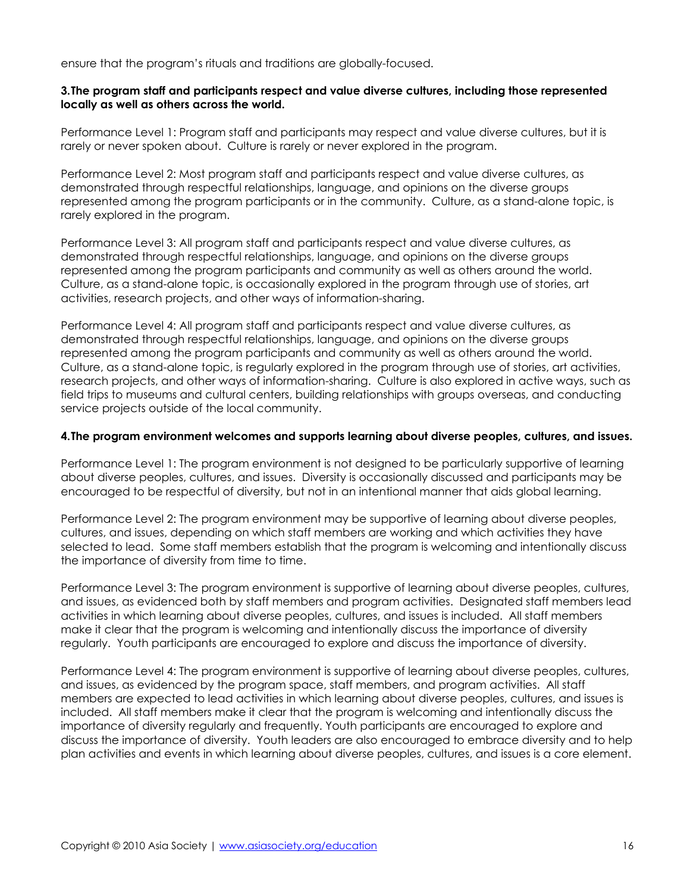ensure that the program's rituals and traditions are globally-focused.

**3.The program staff and participants respect and value diverse cultures, including those represented locally as well as others across the world.**

Performance Level 1: Program staff and participants may respect and value diverse cultures, but it is rarely or never spoken about. Culture is rarely or never explored in the program.

Performance Level 2: Most program staff and participants respect and value diverse cultures, as demonstrated through respectful relationships, language, and opinions on the diverse groups represented among the program participants or in the community. Culture, as a stand-alone topic, is rarely explored in the program.

Performance Level 3: All program staff and participants respect and value diverse cultures, as demonstrated through respectful relationships, language, and opinions on the diverse groups represented among the program participants and community as well as others around the world. Culture, as a stand-alone topic, is occasionally explored in the program through use of stories, art activities, research projects, and other ways of information-sharing.

Performance Level 4: All program staff and participants respect and value diverse cultures, as demonstrated through respectful relationships, language, and opinions on the diverse groups represented among the program participants and community as well as others around the world. Culture, as a stand-alone topic, is regularly explored in the program through use of stories, art activities, research projects, and other ways of information-sharing. Culture is also explored in active ways, such as field trips to museums and cultural centers, building relationships with groups overseas, and conducting service projects outside of the local community.

**4.The program environment welcomes and supports learning about diverse peoples, cultures, and issues.**

Performance Level 1: The program environment is not designed to be particularly supportive of learning about diverse peoples, cultures, and issues. Diversity is occasionally discussed and participants may be encouraged to be respectful of diversity, but not in an intentional manner that aids global learning.

Performance Level 2: The program environment may be supportive of learning about diverse peoples, cultures, and issues, depending on which staff members are working and which activities they have selected to lead. Some staff members establish that the program is welcoming and intentionally discuss the importance of diversity from time to time.

Performance Level 3: The program environment is supportive of learning about diverse peoples, cultures, and issues, as evidenced both by staff members and program activities. Designated staff members lead activities in which learning about diverse peoples, cultures, and issues is included. All staff members make it clear that the program is welcoming and intentionally discuss the importance of diversity regularly. Youth participants are encouraged to explore and discuss the importance of diversity.

Performance Level 4: The program environment is supportive of learning about diverse peoples, cultures, and issues, as evidenced by the program space, staff members, and program activities. All staff members are expected to lead activities in which learning about diverse peoples, cultures, and issues is included. All staff members make it clear that the program is welcoming and intentionally discuss the importance of diversity regularly and frequently. Youth participants are encouraged to explore and discuss the importance of diversity. Youth leaders are also encouraged to embrace diversity and to help plan activities and events in which learning about diverse peoples, cultures, and issues is a core element.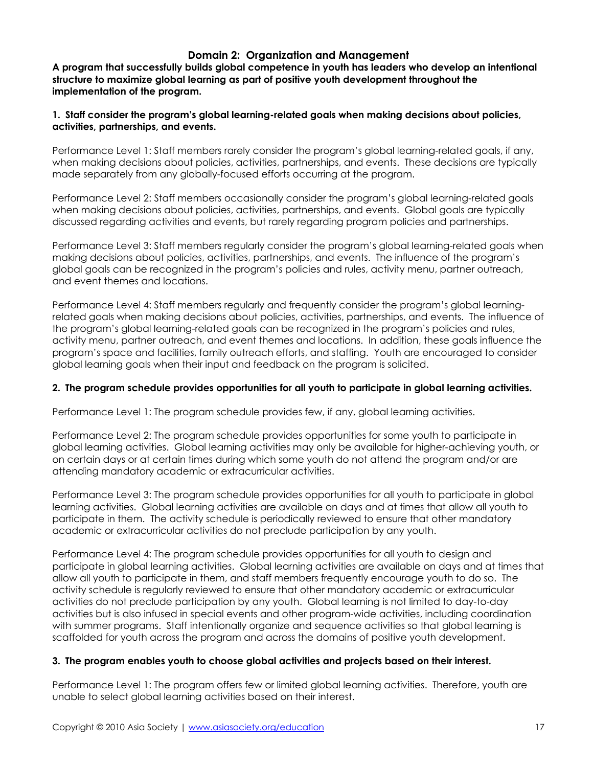## Domain 2: Organization and Management

**A program that successfully builds global competence in youth has leaders who develop an intentional structure to maximize global learning as part of positive youth development throughout the implementation of the program.**

**1. Staff consider the program's global learning-related goals when making decisions about policies, activities, partnerships, and events.**

Performance Level 1: Staff members rarely consider the program's global learning-related goals, if any, when making decisions about policies, activities, partnerships, and events. These decisions are typically made separately from any globally-focused efforts occurring at the program.

Performance Level 2: Staff members occasionally consider the program's global learning-related goals when making decisions about policies, activities, partnerships, and events. Global goals are typically discussed regarding activities and events, but rarely regarding program policies and partnerships.

Performance Level 3: Staff members regularly consider the program's global learning-related goals when making decisions about policies, activities, partnerships, and events. The influence of the program's global goals can be recognized in the program's policies and rules, activity menu, partner outreach, and event themes and locations.

Performance Level 4: Staff members regularly and frequently consider the program's global learning-related goals when making decisions about policies, activities, partnerships, and events. The influence of the program's global learning-related goals can be recognized in the program's policies and rules, activity menu, partner outreach, and event themes and locations. In addition, these goals influence the program's space and facilities, family outreach efforts, and staffing. Youth are encouraged to consider global learning goals when their input and feedback on the program is solicited.

**2. The program schedule provides opportunities for all youth to participate in global learning activities.**

Performance Level 1: The program schedule provides few, if any, global learning activities.

Performance Level 2: The program schedule provides opportunities for some youth to participate in global learning activities. Global learning activities may only be available for higher-achieving youth, or on certain days or at certain times during which some youth do not attend the program and/or are attending mandatory academic or extracurricular activities.

Performance Level 3: The program schedule provides opportunities for all youth to participate in global learning activities. Global learning activities are available on days and at times that allow all youth to participate in them. The activity schedule is periodically reviewed to ensure that other mandatory academic or extracurricular activities do not preclude participation by any youth.

Performance Level 4: The program schedule provides opportunities for all youth to design and participate in global learning activities. Global learning activities are available on days and at times that allow all youth to participate in them, and staff members frequently encourage youth to do so. The activity schedule is regularly reviewed to ensure that other mandatory academic or extracurricular activities do not preclude participation by any youth. Global learning is not limited to day-to-day activities but is also infused in special events and other program-wide activities, including coordination with summer programs. Staff intentionally organize and sequence activities so that global learning is scaffolded for youth across the program and across the domains of positive youth development.

**3. The program enables youth to choose global activities and projects based on their interest.**

Performance Level 1: The program offers few or limited global learning activities. Therefore, youth are unable to select global learning activities based on their interest.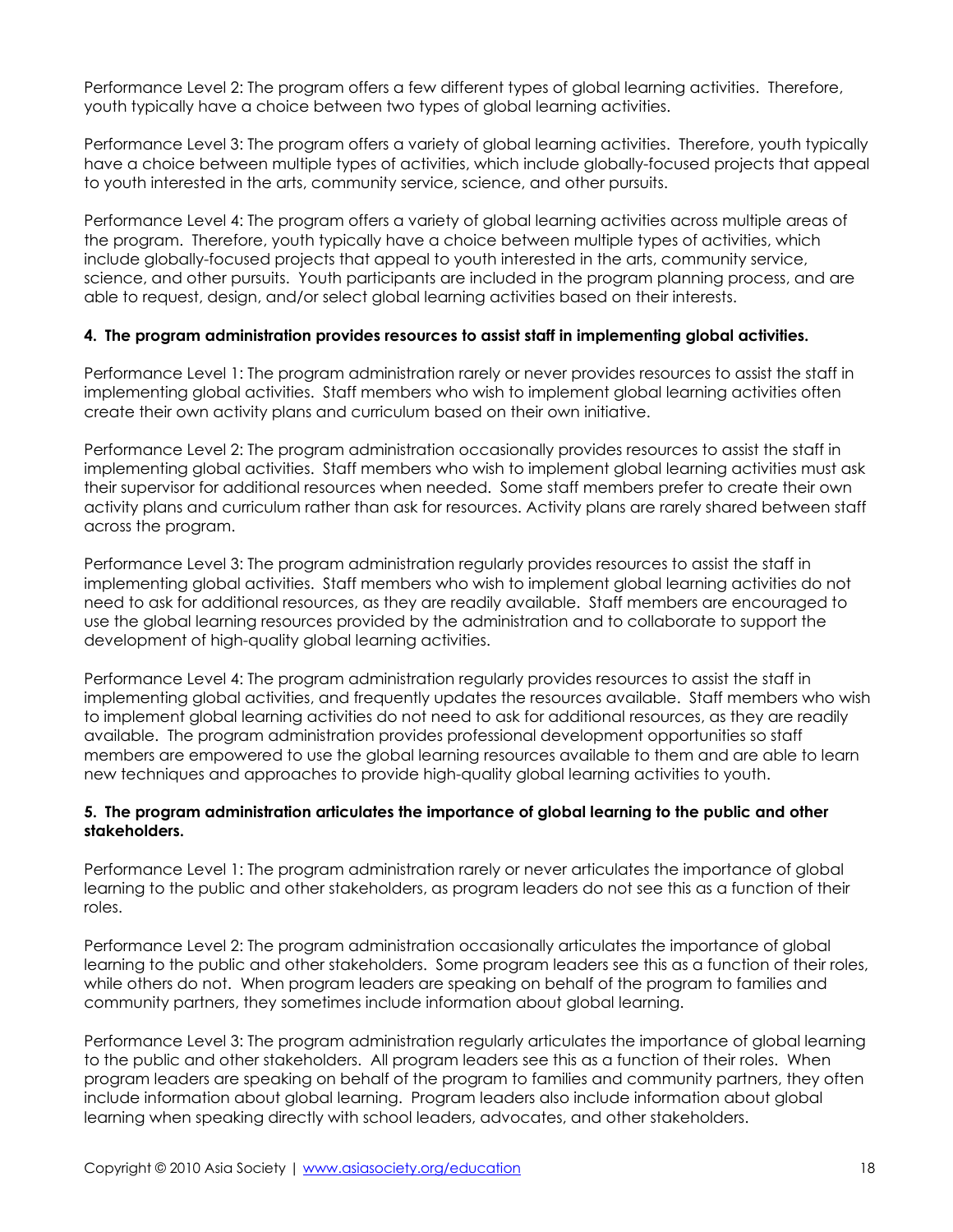Performance Level 2: The program offers a few different types of global learning activities. Therefore, youth typically have a choice between two types of global learning activities.

Performance Level 3: The program offers a variety of global learning activities. Therefore, youth typically have a choice between multiple types of activities, which include globally-focused projects that appeal to youth interested in the arts, community service, science, and other pursuits.

Performance Level 4: The program offers a variety of global learning activities across multiple areas of the program. Therefore, youth typically have a choice between multiple types of activities, which include globally-focused projects that appeal to youth interested in the arts, community service, science, and other pursuits. Youth participants are included in the program planning process, and are able to request, design, and/or select global learning activities based on their interests.

**4. The program administration provides resources to assist staff in implementing global activities.**

Performance Level 1: The program administration rarely or never provides resources to assist the staff in implementing global activities. Staff members who wish to implement global learning activities often create their own activity plans and curriculum based on their own initiative.

Performance Level 2: The program administration occasionally provides resources to assist the staff in implementing global activities. Staff members who wish to implement global learning activities must ask their supervisor for additional resources when needed. Some staff members prefer to create their own activity plans and curriculum rather than ask for resources. Activity plans are rarely shared between staff across the program.

Performance Level 3: The program administration regularly provides resources to assist the staff in implementing global activities. Staff members who wish to implement global learning activities do not need to ask for additional resources, as they are readily available. Staff members are encouraged to use the global learning resources provided by the administration and to collaborate to support the development of high-quality global learning activities.

Performance Level 4: The program administration regularly provides resources to assist the staff in implementing global activities, and frequently updates the resources available. Staff members who wish to implement global learning activities do not need to ask for additional resources, as they are readily available. The program administration provides professional development opportunities so staff members are empowered to use the global learning resources available to them and are able to learn new techniques and approaches to provide high-quality global learning activities to youth.

**5. The program administration articulates the importance of global learning to the public and other stakeholders.**

Performance Level 1: The program administration rarely or never articulates the importance of global learning to the public and other stakeholders, as program leaders do not see this as a function of their roles.

Performance Level 2: The program administration occasionally articulates the importance of global learning to the public and other stakeholders. Some program leaders see this as a function of their roles, while others do not. When program leaders are speaking on behalf of the program to families and community partners, they sometimes include information about global learning.

Performance Level 3: The program administration regularly articulates the importance of global learning to the public and other stakeholders. All program leaders see this as a function of their roles. When program leaders are speaking on behalf of the program to families and community partners, they often include information about global learning. Program leaders also include information about global learning when speaking directly with school leaders, advocates, and other stakeholders.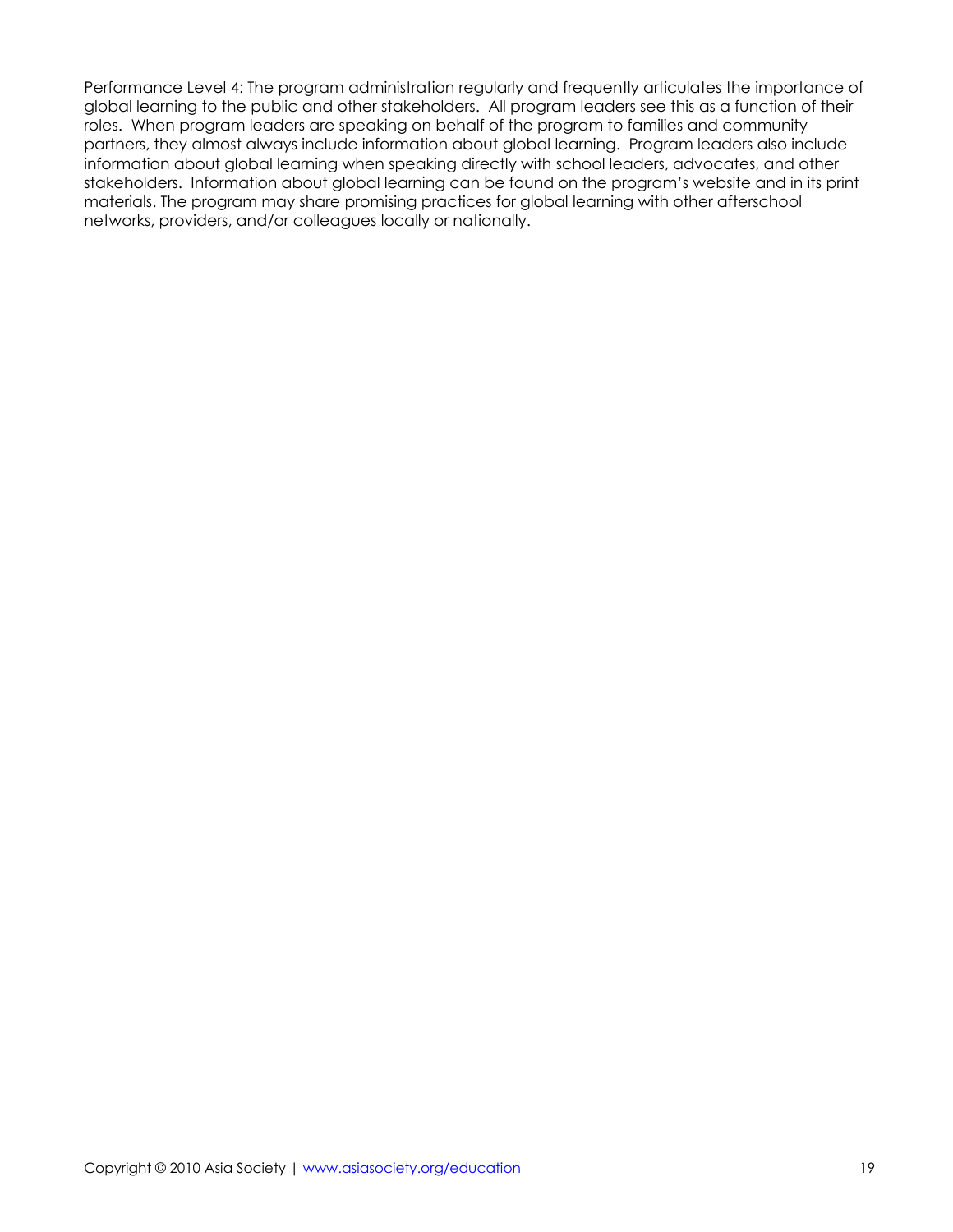Performance Level 4: The program administration regularly and frequently articulates the importance of global learning to the public and other stakeholders. All program leaders see this as a function of their roles. When program leaders are speaking on behalf of the program to families and community partners, they almost always include information about global learning. Program leaders also include information about global learning when speaking directly with school leaders, advocates, and other stakeholders. Information about global learning can be found on the program's website and in its print materials. The program may share promising practices for global learning with other afterschool networks, providers, and/or colleagues locally or nationally.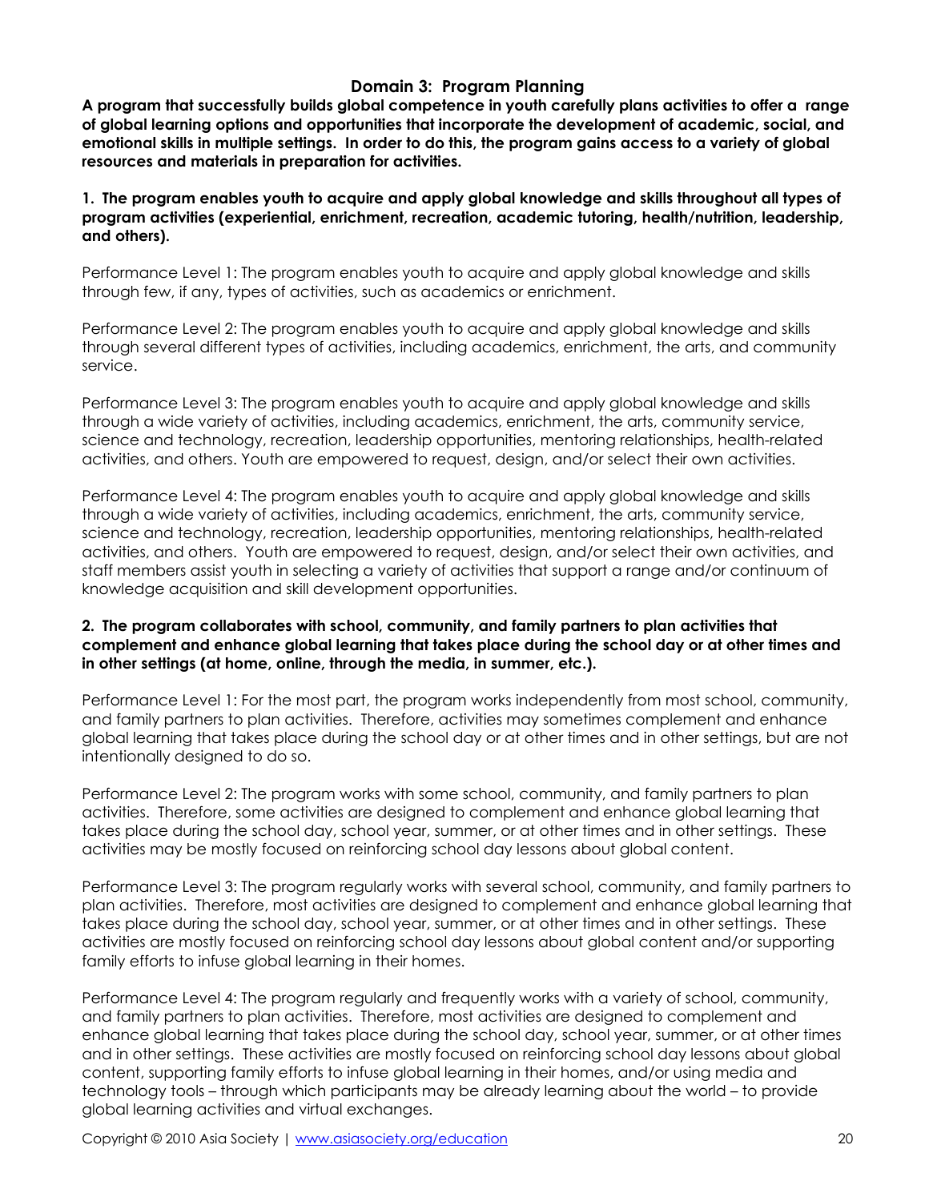## Domain 3: Program Planning

**A program that successfully builds global competence in youth carefully plans activities to offer a range of global learning options and opportunities that incorporate the development of academic, social, and emotional skills in multiple settings. In order to do this, the program gains access to a variety of global resources and materials in preparation for activities.**

**1. The program enables youth to acquire and apply global knowledge and skills throughout all types of program activities (experiential, enrichment, recreation, academic tutoring, health/nutrition, leadership, and others).**

Performance Level 1: The program enables youth to acquire and apply global knowledge and skills through few, if any, types of activities, such as academics or enrichment.

Performance Level 2: The program enables youth to acquire and apply global knowledge and skills through several different types of activities, including academics, enrichment, the arts, and community service.

Performance Level 3: The program enables youth to acquire and apply global knowledge and skills through a wide variety of activities, including academics, enrichment, the arts, community service, science and technology, recreation, leadership opportunities, mentoring relationships, health-related activities, and others. Youth are empowered to request, design, and/or select their own activities.

Performance Level 4: The program enables youth to acquire and apply global knowledge and skills through a wide variety of activities, including academics, enrichment, the arts, community service, science and technology, recreation, leadership opportunities, mentoring relationships, health-related activities, and others. Youth are empowered to request, design, and/or select their own activities, and staff members assist youth in selecting a variety of activities that support a range and/or continuum of knowledge acquisition and skill development opportunities.

**2. The program collaborates with school, community, and family partners to plan activities that complement and enhance global learning that takes place during the school day or at other times and in other settings (at home, online, through the media, in summer, etc.).**

Performance Level 1: For the most part, the program works independently from most school, community, and family partners to plan activities. Therefore, activities may sometimes complement and enhance global learning that takes place during the school day or at other times and in other settings, but are not intentionally designed to do so.

Performance Level 2: The program works with some school, community, and family partners to plan activities. Therefore, some activities are designed to complement and enhance global learning that takes place during the school day, school year, summer, or at other times and in other settings. These activities may be mostly focused on reinforcing school day lessons about global content.

Performance Level 3: The program regularly works with several school, community, and family partners to plan activities. Therefore, most activities are designed to complement and enhance global learning that takes place during the school day, school year, summer, or at other times and in other settings. These activities are mostly focused on reinforcing school day lessons about global content and/or supporting family efforts to infuse global learning in their homes.

Performance Level 4: The program regularly and frequently works with a variety of school, community, and family partners to plan activities. Therefore, most activities are designed to complement and enhance global learning that takes place during the school day, school year, summer, or at other times and in other settings. These activities are mostly focused on reinforcing school day lessons about global content, supporting family efforts to infuse global learning in their homes, and/or using media and technology tools – through which participants may be already learning about the world – to provide global learning activities and virtual exchanges.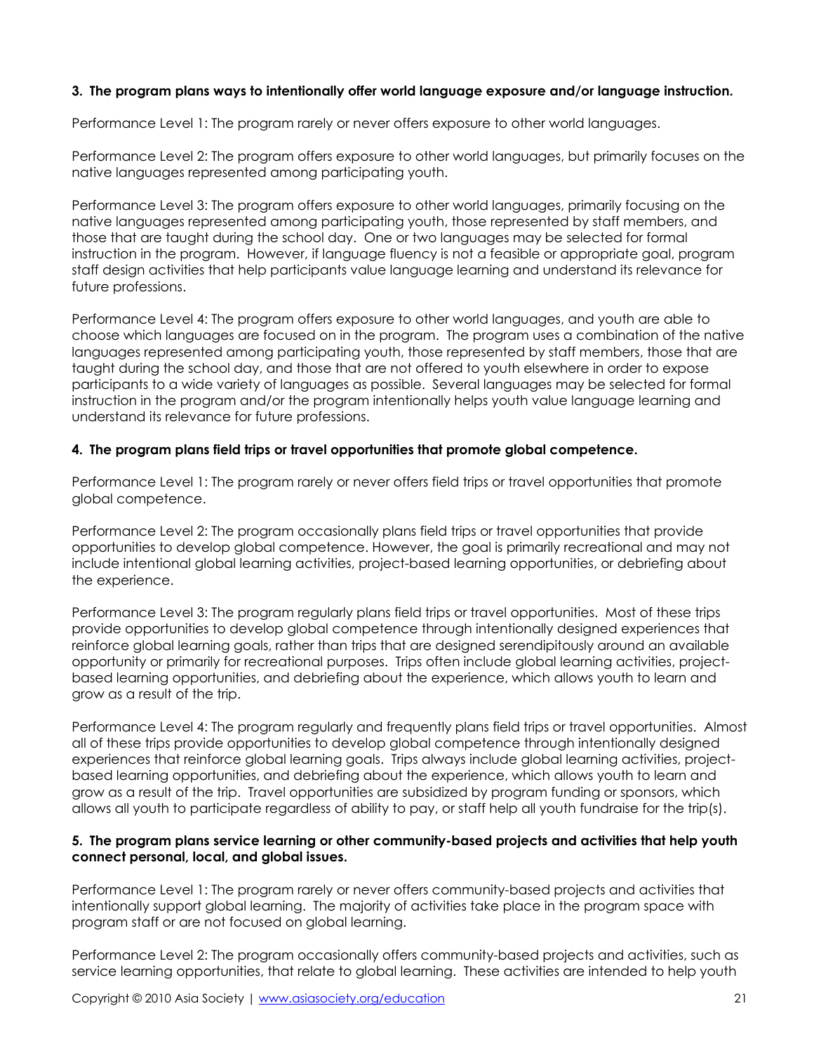**3. The program plans ways to intentionally offer world language exposure and/or language instruction.**

Performance Level 1: The program rarely or never offers exposure to other world languages.

Performance Level 2: The program offers exposure to other world languages, but primarily focuses on the native languages represented among participating youth.

Performance Level 3: The program offers exposure to other world languages, primarily focusing on the native languages represented among participating youth, those represented by staff members, and those that are taught during the school day. One or two languages may be selected for formal instruction in the program. However, if language fluency is not a feasible or appropriate goal, program staff design activities that help participants value language learning and understand its relevance for future professions.

Performance Level 4: The program offers exposure to other world languages, and youth are able to choose which languages are focused on in the program. The program uses a combination of the native languages represented among participating youth, those represented by staff members, those that are taught during the school day, and those that are not offered to youth elsewhere in order to expose participants to a wide variety of languages as possible. Several languages may be selected for formal instruction in the program and/or the program intentionally helps youth value language learning and understand its relevance for future professions.

**4. The program plans field trips or travel opportunities that promote global competence.**

Performance Level 1: The program rarely or never offers field trips or travel opportunities that promote global competence.

Performance Level 2: The program occasionally plans field trips or travel opportunities that provide opportunities to develop global competence. However, the goal is primarily recreational and may not include intentional global learning activities, project-based learning opportunities, or debriefing about the experience.

Performance Level 3: The program regularly plans field trips or travel opportunities. Most of these trips provide opportunities to develop global competence through intentionally designed experiences that reinforce global learning goals, rather than trips that are designed serendipitously around an available opportunity or primarily for recreational purposes. Trips often include global learning activities, project-based learning opportunities, and debriefing about the experience, which allows youth to learn and grow as a result of the trip.

Performance Level 4: The program regularly and frequently plans field trips or travel opportunities. Almost all of these trips provide opportunities to develop global competence through intentionally designed experiences that reinforce global learning goals. Trips always include global learning activities, project-based learning opportunities, and debriefing about the experience, which allows youth to learn and grow as a result of the trip. Travel opportunities are subsidized by program funding or sponsors, which allows all youth to participate regardless of ability to pay, or staff help all youth fundraise for the trip(s).

**5. The program plans service learning or other community-based projects and activities that help youth connect personal, local, and global issues.**

Performance Level 1: The program rarely or never offers community-based projects and activities that intentionally support global learning. The majority of activities take place in the program space with program staff or are not focused on global learning.

Performance Level 2: The program occasionally offers community-based projects and activities, such as service learning opportunities, that relate to global learning. These activities are intended to help youth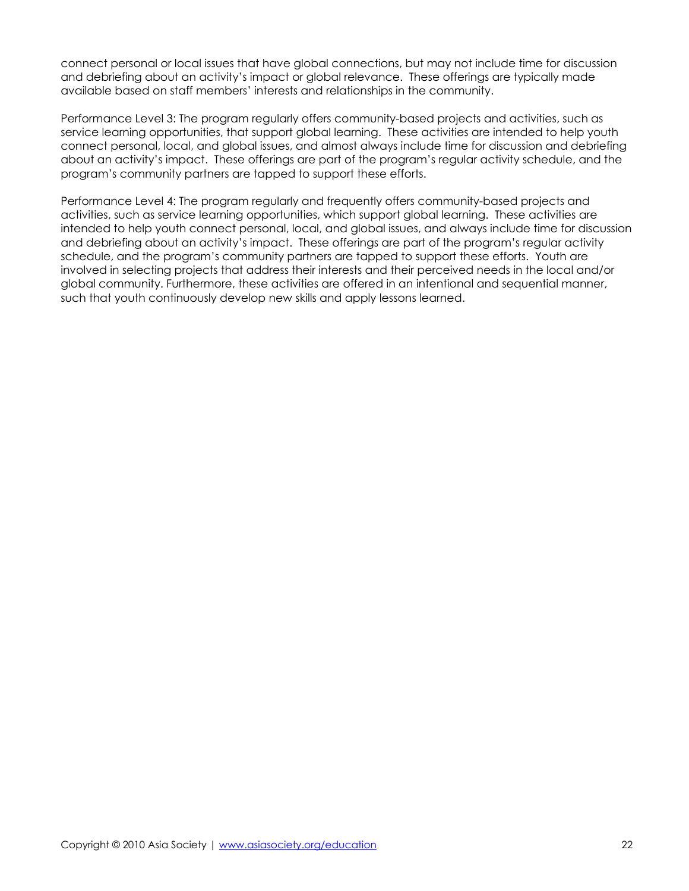connect personal or local issues that have global connections, but may not include time for discussion and debriefing about an activity's impact or global relevance. These offerings are typically made available based on staff members' interests and relationships in the community.

Performance Level 3: The program regularly offers community-based projects and activities, such as service learning opportunities, that support global learning. These activities are intended to help youth connect personal, local, and global issues, and almost always include time for discussion and debriefing about an activity's impact. These offerings are part of the program's regular activity schedule, and the program's community partners are tapped to support these efforts.

Performance Level 4: The program regularly and frequently offers community-based projects and activities, such as service learning opportunities, which support global learning. These activities are intended to help youth connect personal, local, and global issues, and always include time for discussion and debriefing about an activity's impact. These offerings are part of the program's regular activity schedule, and the program's community partners are tapped to support these efforts. Youth are involved in selecting projects that address their interests and their perceived needs in the local and/or global community. Furthermore, these activities are offered in an intentional and sequential manner, such that youth continuously develop new skills and apply lessons learned.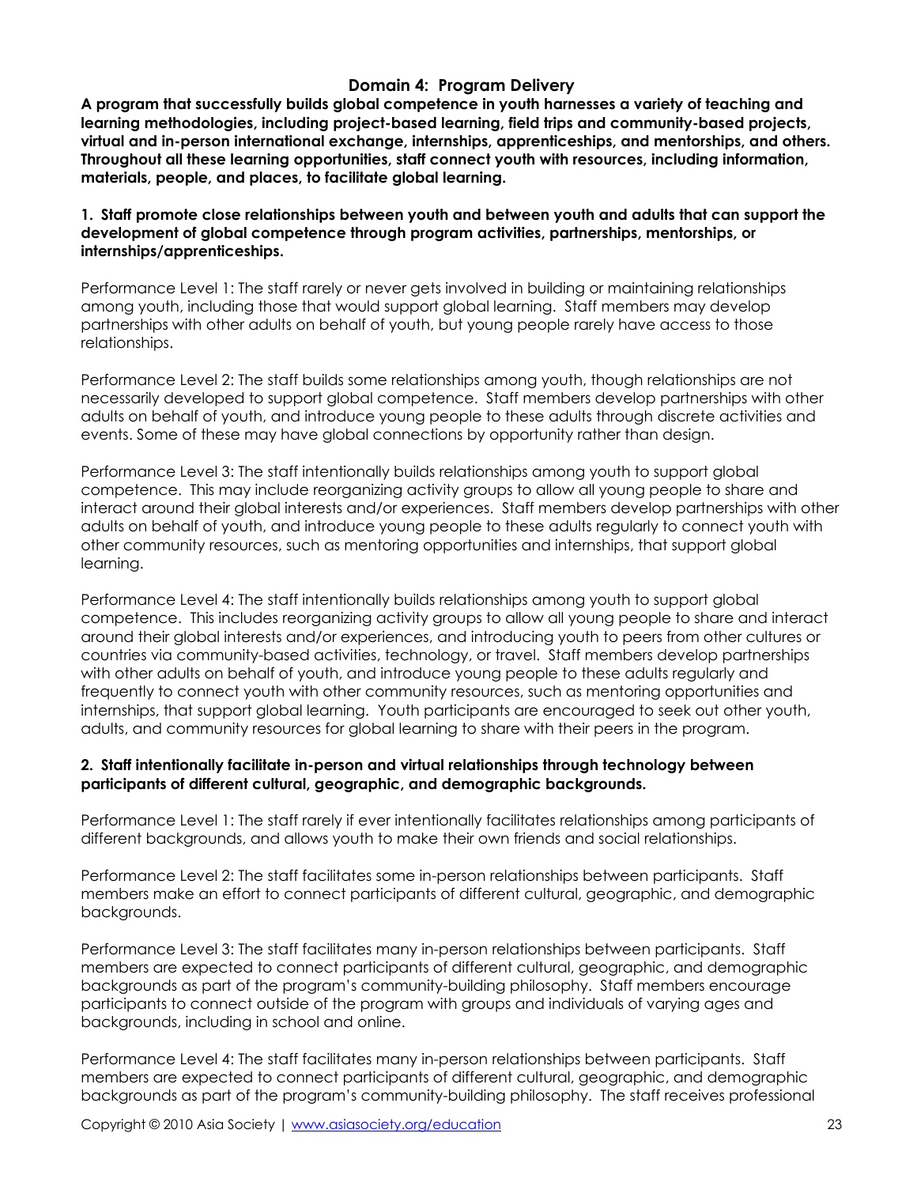## Domain 4: Program Delivery

**A program that successfully builds global competence in youth harnesses a variety of teaching and learning methodologies, including project-based learning, field trips and community-based projects, virtual and in-person international exchange, internships, apprenticeships, and mentorships, and others. Throughout all these learning opportunities, staff connect youth with resources, including information, materials, people, and places, to facilitate global learning.**

**1. Staff promote close relationships between youth and between youth and adults that can support the development of global competence through program activities, partnerships, mentorships, or internships/apprenticeships.**

Performance Level 1: The staff rarely or never gets involved in building or maintaining relationships among youth, including those that would support global learning. Staff members may develop partnerships with other adults on behalf of youth, but young people rarely have access to those relationships.

Performance Level 2: The staff builds some relationships among youth, though relationships are not necessarily developed to support global competence. Staff members develop partnerships with other adults on behalf of youth, and introduce young people to these adults through discrete activities and events. Some of these may have global connections by opportunity rather than design.

Performance Level 3: The staff intentionally builds relationships among youth to support global competence. This may include reorganizing activity groups to allow all young people to share and interact around their global interests and/or experiences. Staff members develop partnerships with other adults on behalf of youth, and introduce young people to these adults regularly to connect youth with other community resources, such as mentoring opportunities and internships, that support global learning.

Performance Level 4: The staff intentionally builds relationships among youth to support global competence. This includes reorganizing activity groups to allow all young people to share and interact around their global interests and/or experiences, and introducing youth to peers from other cultures or countries via community-based activities, technology, or travel. Staff members develop partnerships with other adults on behalf of youth, and introduce young people to these adults regularly and frequently to connect youth with other community resources, such as mentoring opportunities and internships, that support global learning. Youth participants are encouraged to seek out other youth, adults, and community resources for global learning to share with their peers in the program.

**2. Staff intentionally facilitate in-person and virtual relationships through technology between participants of different cultural, geographic, and demographic backgrounds.**

Performance Level 1: The staff rarely if ever intentionally facilitates relationships among participants of different backgrounds, and allows youth to make their own friends and social relationships.

Performance Level 2: The staff facilitates some in-person relationships between participants. Staff members make an effort to connect participants of different cultural, geographic, and demographic backgrounds.

Performance Level 3: The staff facilitates many in-person relationships between participants. Staff members are expected to connect participants of different cultural, geographic, and demographic backgrounds as part of the program's community-building philosophy. Staff members encourage participants to connect outside of the program with groups and individuals of varying ages and backgrounds, including in school and online.

Performance Level 4: The staff facilitates many in-person relationships between participants. Staff members are expected to connect participants of different cultural, geographic, and demographic backgrounds as part of the program's community-building philosophy. The staff receives professional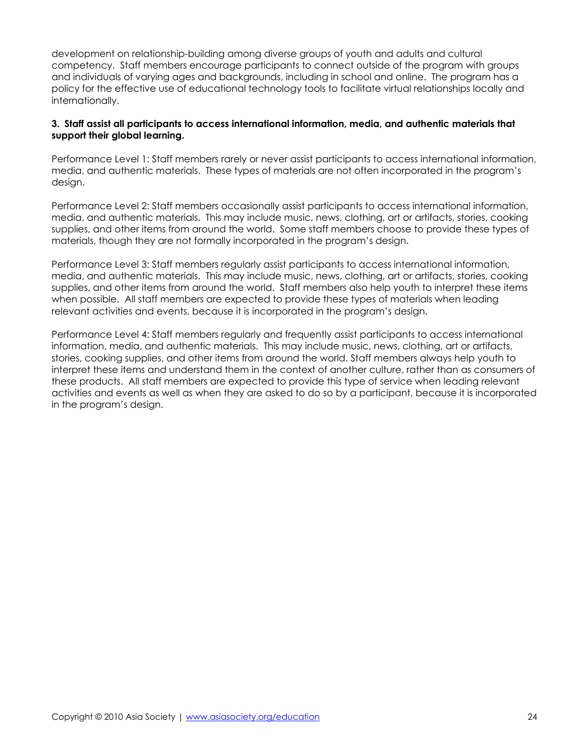development on relationship-building among diverse groups of youth and adults and cultural competency. Staff members encourage participants to connect outside of the program with groups and individuals of varying ages and backgrounds, including in school and online. The program has a policy for the effective use of educational technology tools to facilitate virtual relationships locally and internationally.

**3. Staff assist all participants to access international information, media, and authentic materials that support their global learning.**

Performance Level 1: Staff members rarely or never assist participants to access international information, media, and authentic materials. These types of materials are not often incorporated in the program's design.

Performance Level 2: Staff members occasionally assist participants to access international information, media, and authentic materials. This may include music, news, clothing, art or artifacts, stories, cooking supplies, and other items from around the world. Some staff members choose to provide these types of materials, though they are not formally incorporated in the program's design.

Performance Level 3: Staff members regularly assist participants to access international information, media, and authentic materials. This may include music, news, clothing, art or artifacts, stories, cooking supplies, and other items from around the world. Staff members also help youth to interpret these items when possible. All staff members are expected to provide these types of materials when leading relevant activities and events, because it is incorporated in the program's design.

Performance Level 4: Staff members regularly and frequently assist participants to access international information, media, and authentic materials. This may include music, news, clothing, art or artifacts, stories, cooking supplies, and other items from around the world. Staff members always help youth to interpret these items and understand them in the context of another culture, rather than as consumers of these products. All staff members are expected to provide this type of service when leading relevant activities and events as well as when they are asked to do so by a participant, because it is incorporated in the program's design.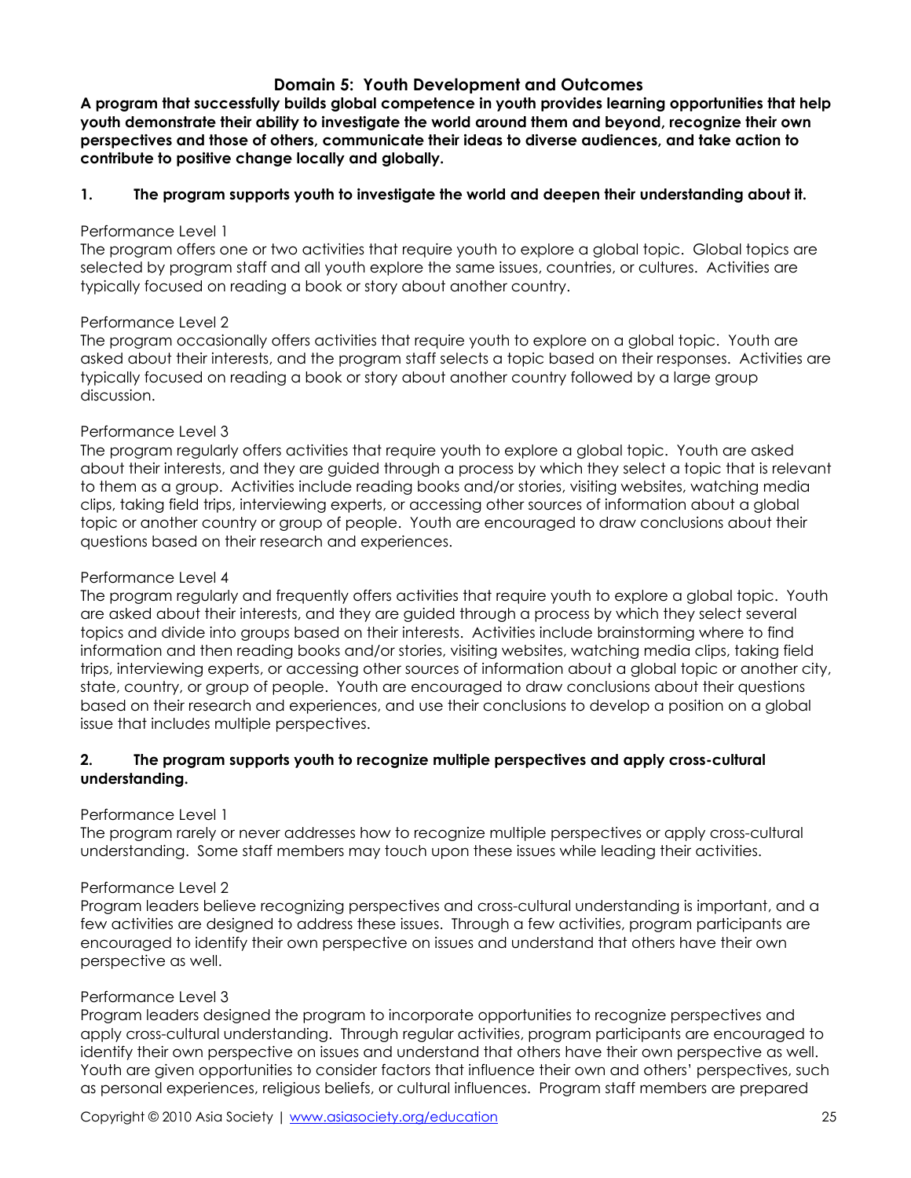## Domain 5: Youth Development and Outcomes

**A program that successfully builds global competence in youth provides learning opportunities that help youth demonstrate their ability to investigate the world around them and beyond, recognize their own perspectives and those of others, communicate their ideas to diverse audiences, and take action to contribute to positive change locally and globally.**

**1. The program supports youth to investigate the world and deepen their understanding about it.**

Performance Level 1
The program offers one or two activities that require youth to explore a global topic. Global topics are selected by program staff and all youth explore the same issues, countries, or cultures. Activities are typically focused on reading a book or story about another country.

Performance Level 2
The program occasionally offers activities that require youth to explore on a global topic. Youth are asked about their interests, and the program staff selects a topic based on their responses. Activities are typically focused on reading a book or story about another country followed by a large group discussion.

Performance Level 3
The program regularly offers activities that require youth to explore a global topic. Youth are asked about their interests, and they are guided through a process by which they select a topic that is relevant to them as a group. Activities include reading books and/or stories, visiting websites, watching media clips, taking field trips, interviewing experts, or accessing other sources of information about a global topic or another country or group of people. Youth are encouraged to draw conclusions about their questions based on their research and experiences.

Performance Level 4
The program regularly and frequently offers activities that require youth to explore a global topic. Youth are asked about their interests, and they are guided through a process by which they select several topics and divide into groups based on their interests. Activities include brainstorming where to find information and then reading books and/or stories, visiting websites, watching media clips, taking field trips, interviewing experts, or accessing other sources of information about a global topic or another city, state, country, or group of people. Youth are encouraged to draw conclusions about their questions based on their research and experiences, and use their conclusions to develop a position on a global issue that includes multiple perspectives.

**2. The program supports youth to recognize multiple perspectives and apply cross-cultural understanding.**

Performance Level 1
The program rarely or never addresses how to recognize multiple perspectives or apply cross-cultural understanding. Some staff members may touch upon these issues while leading their activities.

Performance Level 2
Program leaders believe recognizing perspectives and cross-cultural understanding is important, and a few activities are designed to address these issues. Through a few activities, program participants are encouraged to identify their own perspective on issues and understand that others have their own perspective as well.

Performance Level 3
Program leaders designed the program to incorporate opportunities to recognize perspectives and apply cross-cultural understanding. Through regular activities, program participants are encouraged to identify their own perspective on issues and understand that others have their own perspective as well. Youth are given opportunities to consider factors that influence their own and others' perspectives, such as personal experiences, religious beliefs, or cultural influences. Program staff members are prepared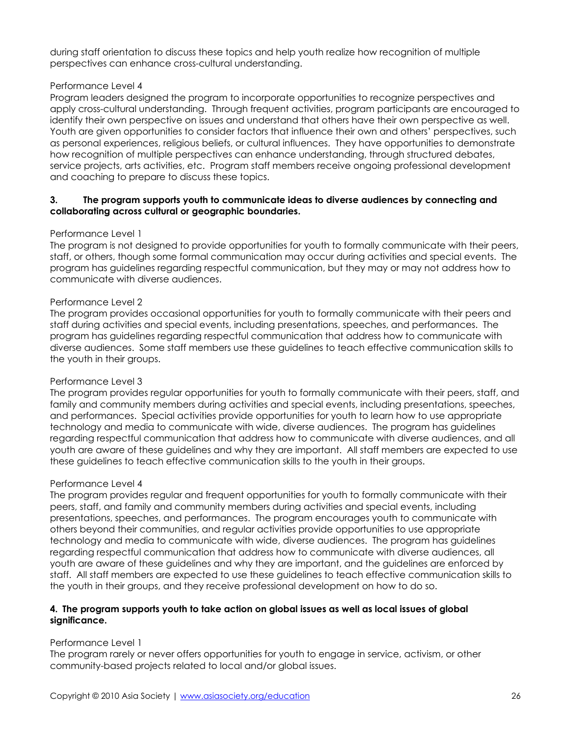during staff orientation to discuss these topics and help youth realize how recognition of multiple perspectives can enhance cross-cultural understanding.

Performance Level 4
Program leaders designed the program to incorporate opportunities to recognize perspectives and apply cross-cultural understanding. Through frequent activities, program participants are encouraged to identify their own perspective on issues and understand that others have their own perspective as well. Youth are given opportunities to consider factors that influence their own and others' perspectives, such as personal experiences, religious beliefs, or cultural influences. They have opportunities to demonstrate how recognition of multiple perspectives can enhance understanding, through structured debates, service projects, arts activities, etc. Program staff members receive ongoing professional development and coaching to prepare to discuss these topics.

**3. The program supports youth to communicate ideas to diverse audiences by connecting and collaborating across cultural or geographic boundaries.**

Performance Level 1
The program is not designed to provide opportunities for youth to formally communicate with their peers, staff, or others, though some formal communication may occur during activities and special events. The program has guidelines regarding respectful communication, but they may or may not address how to communicate with diverse audiences.

Performance Level 2
The program provides occasional opportunities for youth to formally communicate with their peers and staff during activities and special events, including presentations, speeches, and performances. The program has guidelines regarding respectful communication that address how to communicate with diverse audiences. Some staff members use these guidelines to teach effective communication skills to the youth in their groups.

Performance Level 3
The program provides regular opportunities for youth to formally communicate with their peers, staff, and family and community members during activities and special events, including presentations, speeches, and performances. Special activities provide opportunities for youth to learn how to use appropriate technology and media to communicate with wide, diverse audiences. The program has guidelines regarding respectful communication that address how to communicate with diverse audiences, and all youth are aware of these guidelines and why they are important. All staff members are expected to use these guidelines to teach effective communication skills to the youth in their groups.

Performance Level 4
The program provides regular and frequent opportunities for youth to formally communicate with their peers, staff, and family and community members during activities and special events, including presentations, speeches, and performances. The program encourages youth to communicate with others beyond their communities, and regular activities provide opportunities to use appropriate technology and media to communicate with wide, diverse audiences. The program has guidelines regarding respectful communication that address how to communicate with diverse audiences, all youth are aware of these guidelines and why they are important, and the guidelines are enforced by staff. All staff members are expected to use these guidelines to teach effective communication skills to the youth in their groups, and they receive professional development on how to do so.

**4. The program supports youth to take action on global issues as well as local issues of global significance.**

Performance Level 1
The program rarely or never offers opportunities for youth to engage in service, activism, or other community-based projects related to local and/or global issues.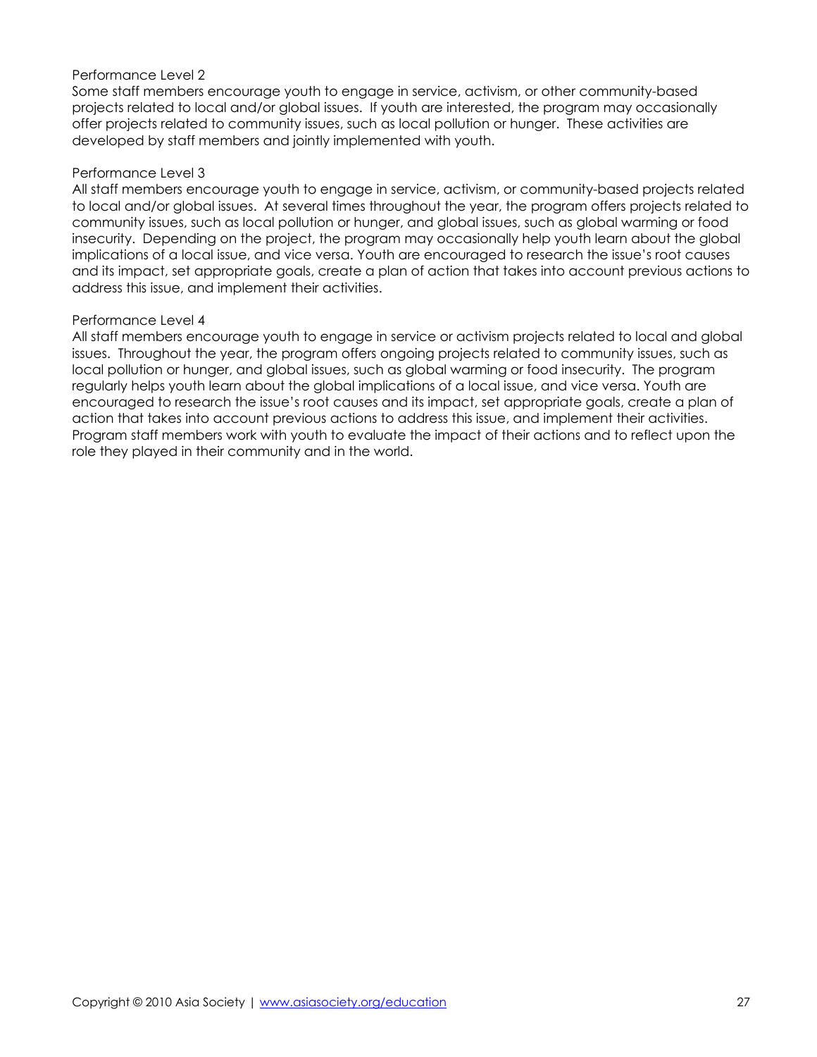Performance Level 2

Some staff members encourage youth to engage in service, activism, or other community-based projects related to local and/or global issues. If youth are interested, the program may occasionally offer projects related to community issues, such as local pollution or hunger. These activities are developed by staff members and jointly implemented with youth.

Performance Level 3

All staff members encourage youth to engage in service, activism, or community-based projects related to local and/or global issues. At several times throughout the year, the program offers projects related to community issues, such as local pollution or hunger, and global issues, such as global warming or food insecurity. Depending on the project, the program may occasionally help youth learn about the global implications of a local issue, and vice versa. Youth are encouraged to research the issue's root causes and its impact, set appropriate goals, create a plan of action that takes into account previous actions to address this issue, and implement their activities.

Performance Level 4

All staff members encourage youth to engage in service or activism projects related to local and global issues. Throughout the year, the program offers ongoing projects related to community issues, such as local pollution or hunger, and global issues, such as global warming or food insecurity. The program regularly helps youth learn about the global implications of a local issue, and vice versa. Youth are encouraged to research the issue's root causes and its impact, set appropriate goals, create a plan of action that takes into account previous actions to address this issue, and implement their activities. Program staff members work with youth to evaluate the impact of their actions and to reflect upon the role they played in their community and in the world.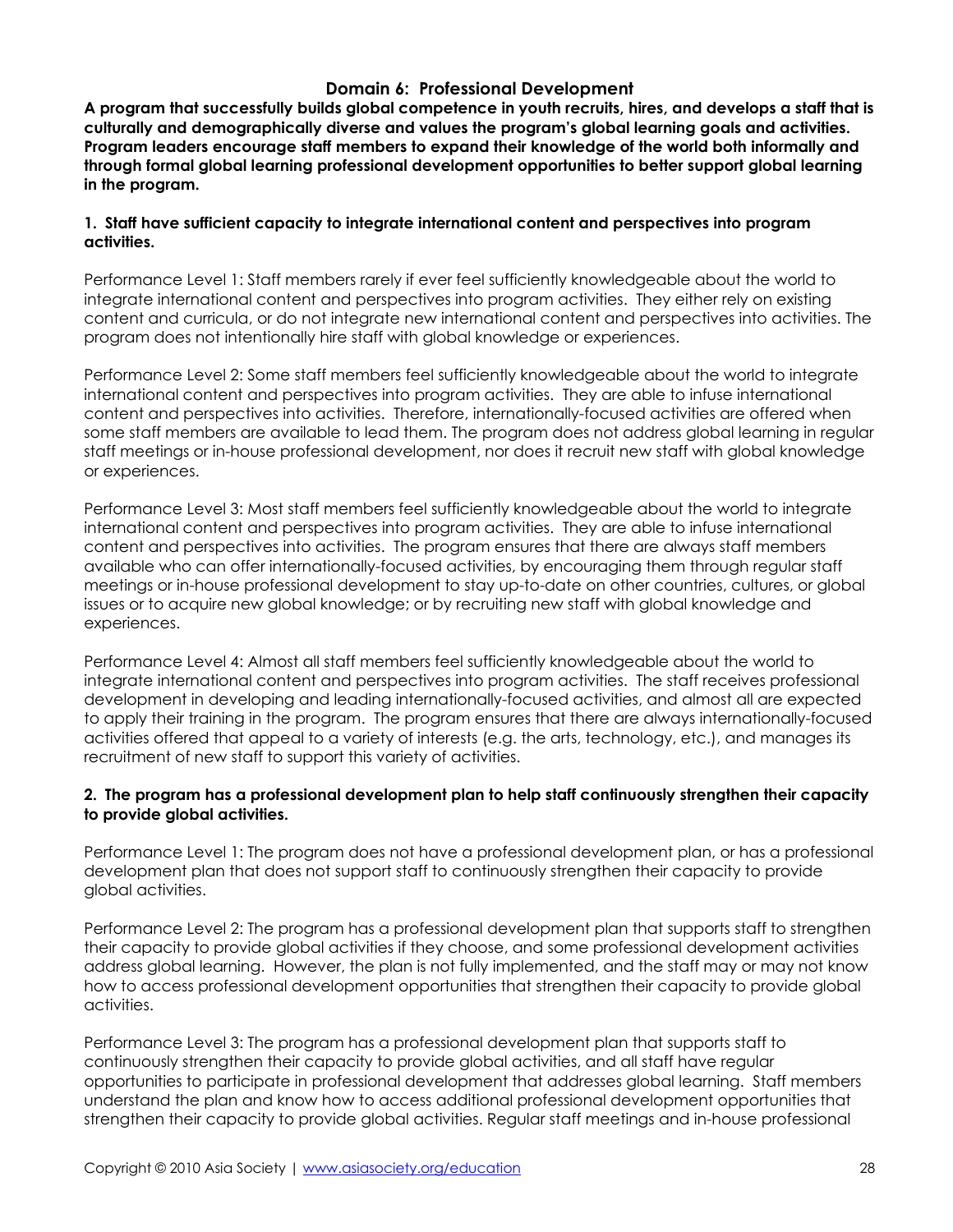## Domain 6: Professional Development

**A program that successfully builds global competence in youth recruits, hires, and develops a staff that is culturally and demographically diverse and values the program's global learning goals and activities. Program leaders encourage staff members to expand their knowledge of the world both informally and through formal global learning professional development opportunities to better support global learning in the program.**

**1. Staff have sufficient capacity to integrate international content and perspectives into program activities.**

Performance Level 1: Staff members rarely if ever feel sufficiently knowledgeable about the world to integrate international content and perspectives into program activities. They either rely on existing content and curricula, or do not integrate new international content and perspectives into activities. The program does not intentionally hire staff with global knowledge or experiences.

Performance Level 2: Some staff members feel sufficiently knowledgeable about the world to integrate international content and perspectives into program activities. They are able to infuse international content and perspectives into activities. Therefore, internationally-focused activities are offered when some staff members are available to lead them. The program does not address global learning in regular staff meetings or in-house professional development, nor does it recruit new staff with global knowledge or experiences.

Performance Level 3: Most staff members feel sufficiently knowledgeable about the world to integrate international content and perspectives into program activities. They are able to infuse international content and perspectives into activities. The program ensures that there are always staff members available who can offer internationally-focused activities, by encouraging them through regular staff meetings or in-house professional development to stay up-to-date on other countries, cultures, or global issues or to acquire new global knowledge; or by recruiting new staff with global knowledge and experiences.

Performance Level 4: Almost all staff members feel sufficiently knowledgeable about the world to integrate international content and perspectives into program activities. The staff receives professional development in developing and leading internationally-focused activities, and almost all are expected to apply their training in the program. The program ensures that there are always internationally-focused activities offered that appeal to a variety of interests (e.g. the arts, technology, etc.), and manages its recruitment of new staff to support this variety of activities.

**2. The program has a professional development plan to help staff continuously strengthen their capacity to provide global activities.**

Performance Level 1: The program does not have a professional development plan, or has a professional development plan that does not support staff to continuously strengthen their capacity to provide global activities.

Performance Level 2: The program has a professional development plan that supports staff to strengthen their capacity to provide global activities if they choose, and some professional development activities address global learning. However, the plan is not fully implemented, and the staff may or may not know how to access professional development opportunities that strengthen their capacity to provide global activities.

Performance Level 3: The program has a professional development plan that supports staff to continuously strengthen their capacity to provide global activities, and all staff have regular opportunities to participate in professional development that addresses global learning. Staff members understand the plan and know how to access additional professional development opportunities that strengthen their capacity to provide global activities. Regular staff meetings and in-house professional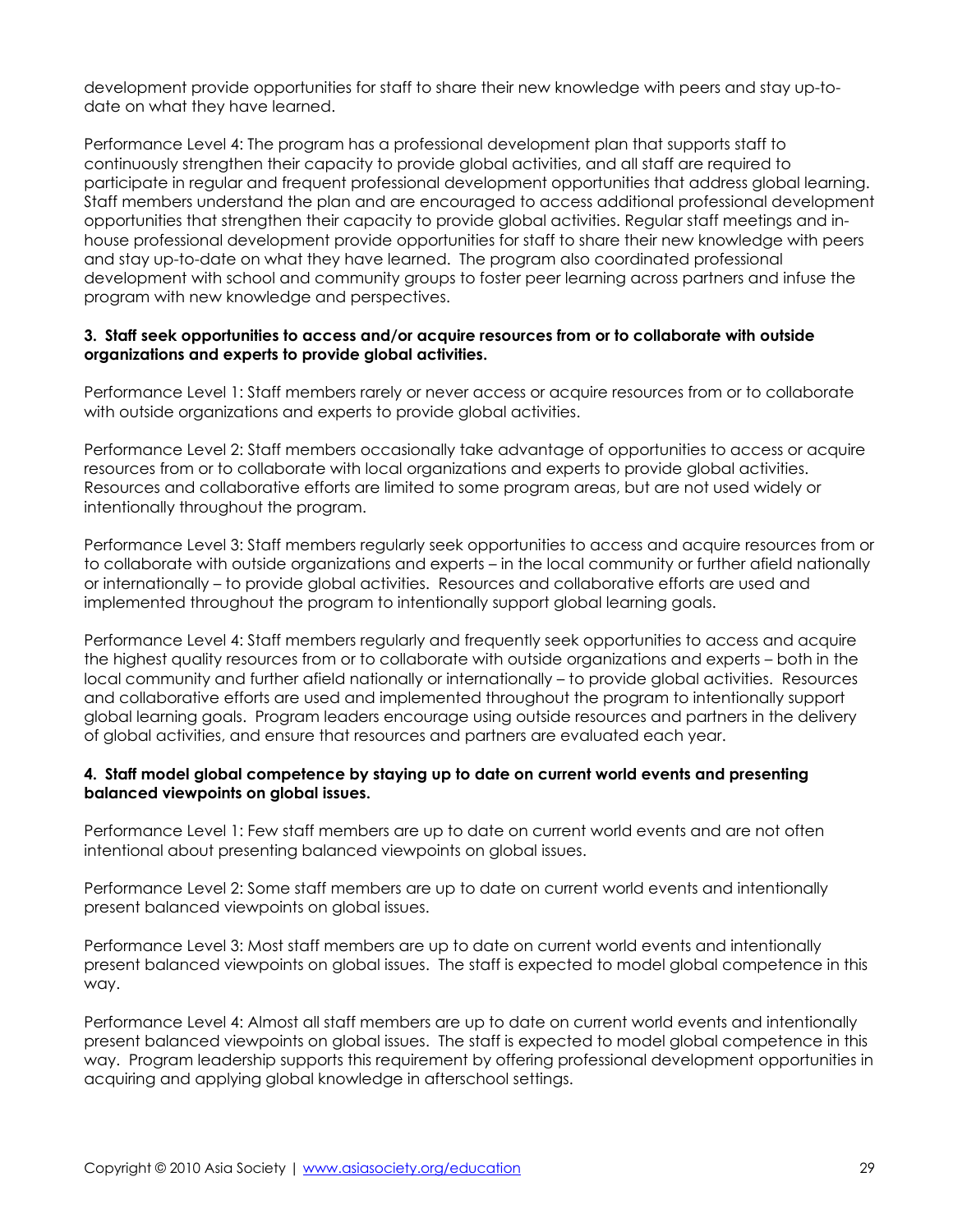development provide opportunities for staff to share their new knowledge with peers and stay up-to-date on what they have learned.

Performance Level 4: The program has a professional development plan that supports staff to continuously strengthen their capacity to provide global activities, and all staff are required to participate in regular and frequent professional development opportunities that address global learning. Staff members understand the plan and are encouraged to access additional professional development opportunities that strengthen their capacity to provide global activities. Regular staff meetings and in-house professional development provide opportunities for staff to share their new knowledge with peers and stay up-to-date on what they have learned. The program also coordinated professional development with school and community groups to foster peer learning across partners and infuse the program with new knowledge and perspectives.

**3. Staff seek opportunities to access and/or acquire resources from or to collaborate with outside organizations and experts to provide global activities.**

Performance Level 1: Staff members rarely or never access or acquire resources from or to collaborate with outside organizations and experts to provide global activities.

Performance Level 2: Staff members occasionally take advantage of opportunities to access or acquire resources from or to collaborate with local organizations and experts to provide global activities. Resources and collaborative efforts are limited to some program areas, but are not used widely or intentionally throughout the program.

Performance Level 3: Staff members regularly seek opportunities to access and acquire resources from or to collaborate with outside organizations and experts – in the local community or further afield nationally or internationally – to provide global activities. Resources and collaborative efforts are used and implemented throughout the program to intentionally support global learning goals.

Performance Level 4: Staff members regularly and frequently seek opportunities to access and acquire the highest quality resources from or to collaborate with outside organizations and experts – both in the local community and further afield nationally or internationally – to provide global activities. Resources and collaborative efforts are used and implemented throughout the program to intentionally support global learning goals. Program leaders encourage using outside resources and partners in the delivery of global activities, and ensure that resources and partners are evaluated each year.

**4. Staff model global competence by staying up to date on current world events and presenting balanced viewpoints on global issues.**

Performance Level 1: Few staff members are up to date on current world events and are not often intentional about presenting balanced viewpoints on global issues.

Performance Level 2: Some staff members are up to date on current world events and intentionally present balanced viewpoints on global issues.

Performance Level 3: Most staff members are up to date on current world events and intentionally present balanced viewpoints on global issues. The staff is expected to model global competence in this way.

Performance Level 4: Almost all staff members are up to date on current world events and intentionally present balanced viewpoints on global issues. The staff is expected to model global competence in this way. Program leadership supports this requirement by offering professional development opportunities in acquiring and applying global knowledge in afterschool settings.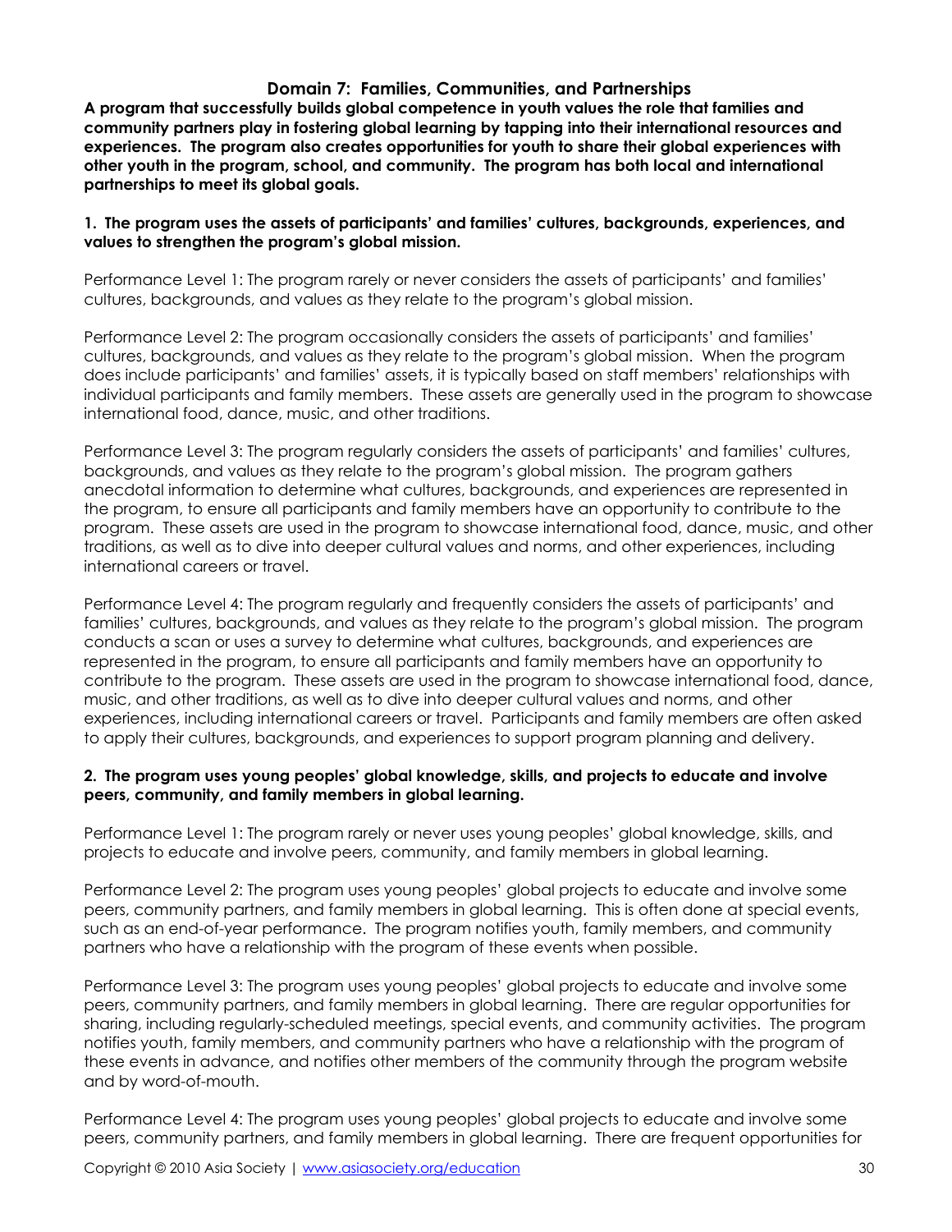## Domain 7: Families, Communities, and Partnerships

**A program that successfully builds global competence in youth values the role that families and community partners play in fostering global learning by tapping into their international resources and experiences. The program also creates opportunities for youth to share their global experiences with other youth in the program, school, and community. The program has both local and international partnerships to meet its global goals.**

**1. The program uses the assets of participants' and families' cultures, backgrounds, experiences, and values to strengthen the program's global mission.**

Performance Level 1: The program rarely or never considers the assets of participants' and families' cultures, backgrounds, and values as they relate to the program's global mission.

Performance Level 2: The program occasionally considers the assets of participants' and families' cultures, backgrounds, and values as they relate to the program's global mission. When the program does include participants' and families' assets, it is typically based on staff members' relationships with individual participants and family members. These assets are generally used in the program to showcase international food, dance, music, and other traditions.

Performance Level 3: The program regularly considers the assets of participants' and families' cultures, backgrounds, and values as they relate to the program's global mission. The program gathers anecdotal information to determine what cultures, backgrounds, and experiences are represented in the program, to ensure all participants and family members have an opportunity to contribute to the program. These assets are used in the program to showcase international food, dance, music, and other traditions, as well as to dive into deeper cultural values and norms, and other experiences, including international careers or travel.

Performance Level 4: The program regularly and frequently considers the assets of participants' and families' cultures, backgrounds, and values as they relate to the program's global mission. The program conducts a scan or uses a survey to determine what cultures, backgrounds, and experiences are represented in the program, to ensure all participants and family members have an opportunity to contribute to the program. These assets are used in the program to showcase international food, dance, music, and other traditions, as well as to dive into deeper cultural values and norms, and other experiences, including international careers or travel. Participants and family members are often asked to apply their cultures, backgrounds, and experiences to support program planning and delivery.

**2. The program uses young peoples' global knowledge, skills, and projects to educate and involve peers, community, and family members in global learning.**

Performance Level 1: The program rarely or never uses young peoples' global knowledge, skills, and projects to educate and involve peers, community, and family members in global learning.

Performance Level 2: The program uses young peoples' global projects to educate and involve some peers, community partners, and family members in global learning. This is often done at special events, such as an end-of-year performance. The program notifies youth, family members, and community partners who have a relationship with the program of these events when possible.

Performance Level 3: The program uses young peoples' global projects to educate and involve some peers, community partners, and family members in global learning. There are regular opportunities for sharing, including regularly-scheduled meetings, special events, and community activities. The program notifies youth, family members, and community partners who have a relationship with the program of these events in advance, and notifies other members of the community through the program website and by word-of-mouth.

Performance Level 4: The program uses young peoples' global projects to educate and involve some peers, community partners, and family members in global learning. There are frequent opportunities for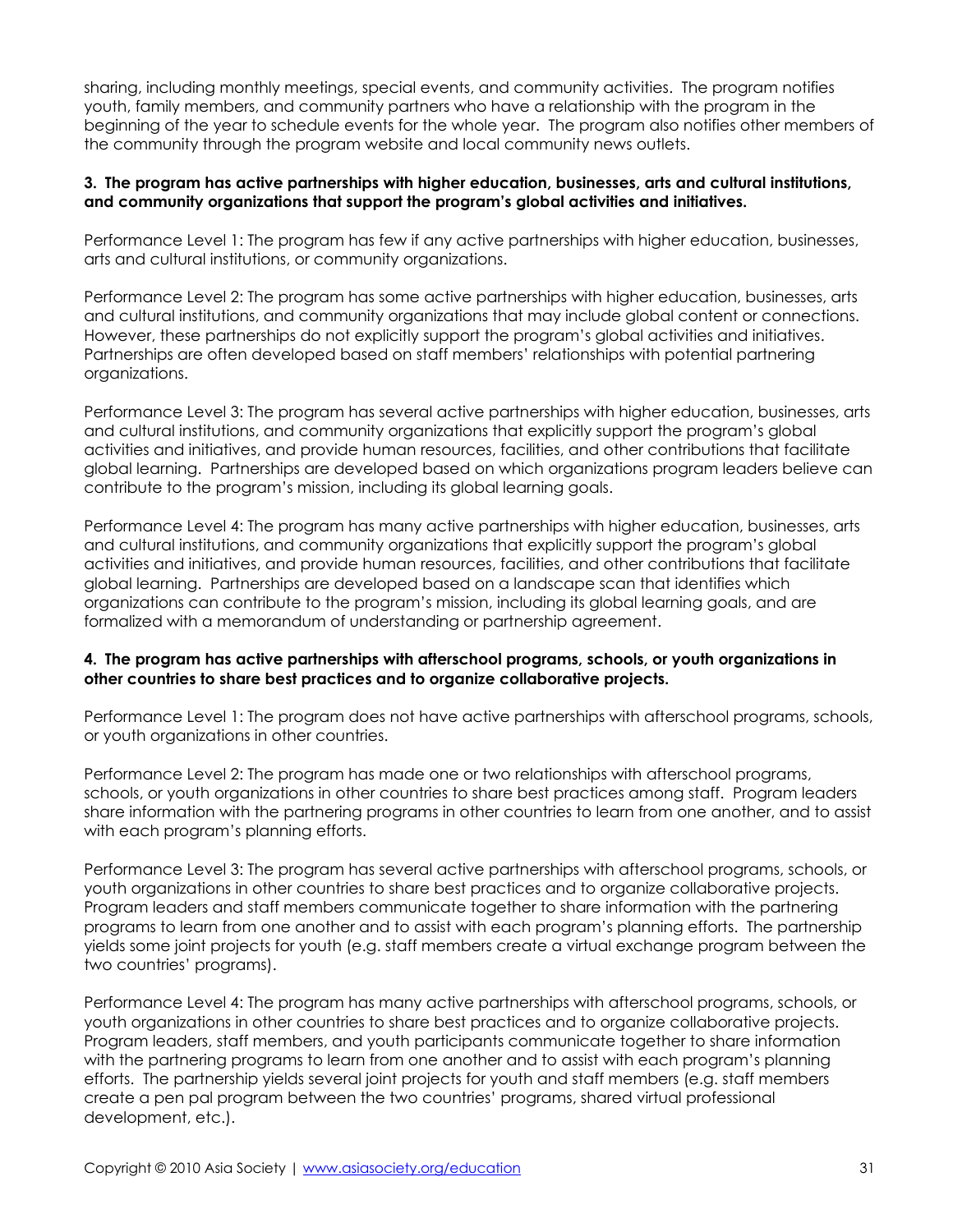sharing, including monthly meetings, special events, and community activities. The program notifies youth, family members, and community partners who have a relationship with the program in the beginning of the year to schedule events for the whole year. The program also notifies other members of the community through the program website and local community news outlets.

**3. The program has active partnerships with higher education, businesses, arts and cultural institutions, and community organizations that support the program's global activities and initiatives.**

Performance Level 1: The program has few if any active partnerships with higher education, businesses, arts and cultural institutions, or community organizations.

Performance Level 2: The program has some active partnerships with higher education, businesses, arts and cultural institutions, and community organizations that may include global content or connections. However, these partnerships do not explicitly support the program's global activities and initiatives. Partnerships are often developed based on staff members' relationships with potential partnering organizations.

Performance Level 3: The program has several active partnerships with higher education, businesses, arts and cultural institutions, and community organizations that explicitly support the program's global activities and initiatives, and provide human resources, facilities, and other contributions that facilitate global learning. Partnerships are developed based on which organizations program leaders believe can contribute to the program's mission, including its global learning goals.

Performance Level 4: The program has many active partnerships with higher education, businesses, arts and cultural institutions, and community organizations that explicitly support the program's global activities and initiatives, and provide human resources, facilities, and other contributions that facilitate global learning. Partnerships are developed based on a landscape scan that identifies which organizations can contribute to the program's mission, including its global learning goals, and are formalized with a memorandum of understanding or partnership agreement.

**4. The program has active partnerships with afterschool programs, schools, or youth organizations in other countries to share best practices and to organize collaborative projects.**

Performance Level 1: The program does not have active partnerships with afterschool programs, schools, or youth organizations in other countries.

Performance Level 2: The program has made one or two relationships with afterschool programs, schools, or youth organizations in other countries to share best practices among staff. Program leaders share information with the partnering programs in other countries to learn from one another, and to assist with each program's planning efforts.

Performance Level 3: The program has several active partnerships with afterschool programs, schools, or youth organizations in other countries to share best practices and to organize collaborative projects. Program leaders and staff members communicate together to share information with the partnering programs to learn from one another and to assist with each program's planning efforts. The partnership yields some joint projects for youth (e.g. staff members create a virtual exchange program between the two countries' programs).

Performance Level 4: The program has many active partnerships with afterschool programs, schools, or youth organizations in other countries to share best practices and to organize collaborative projects. Program leaders, staff members, and youth participants communicate together to share information with the partnering programs to learn from one another and to assist with each program's planning efforts. The partnership yields several joint projects for youth and staff members (e.g. staff members create a pen pal program between the two countries' programs, shared virtual professional development, etc.).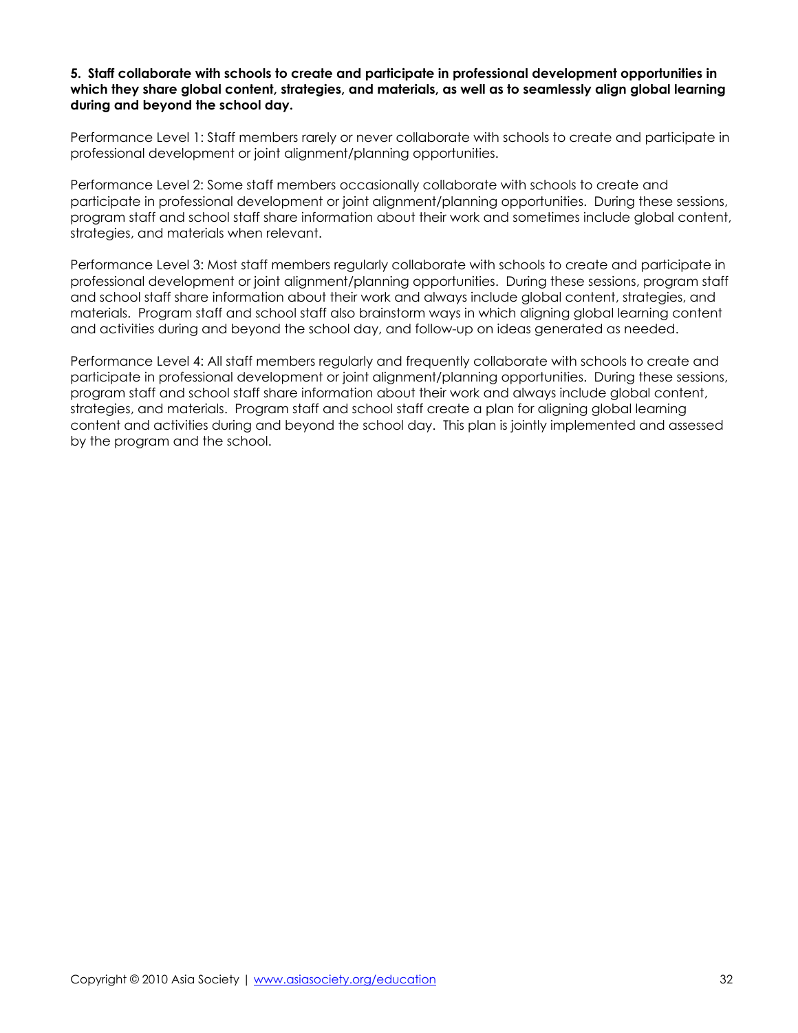**5. Staff collaborate with schools to create and participate in professional development opportunities in which they share global content, strategies, and materials, as well as to seamlessly align global learning during and beyond the school day.**

Performance Level 1: Staff members rarely or never collaborate with schools to create and participate in professional development or joint alignment/planning opportunities.

Performance Level 2: Some staff members occasionally collaborate with schools to create and participate in professional development or joint alignment/planning opportunities. During these sessions, program staff and school staff share information about their work and sometimes include global content, strategies, and materials when relevant.

Performance Level 3: Most staff members regularly collaborate with schools to create and participate in professional development or joint alignment/planning opportunities. During these sessions, program staff and school staff share information about their work and always include global content, strategies, and materials. Program staff and school staff also brainstorm ways in which aligning global learning content and activities during and beyond the school day, and follow-up on ideas generated as needed.

Performance Level 4: All staff members regularly and frequently collaborate with schools to create and participate in professional development or joint alignment/planning opportunities. During these sessions, program staff and school staff share information about their work and always include global content, strategies, and materials. Program staff and school staff create a plan for aligning global learning content and activities during and beyond the school day. This plan is jointly implemented and assessed by the program and the school.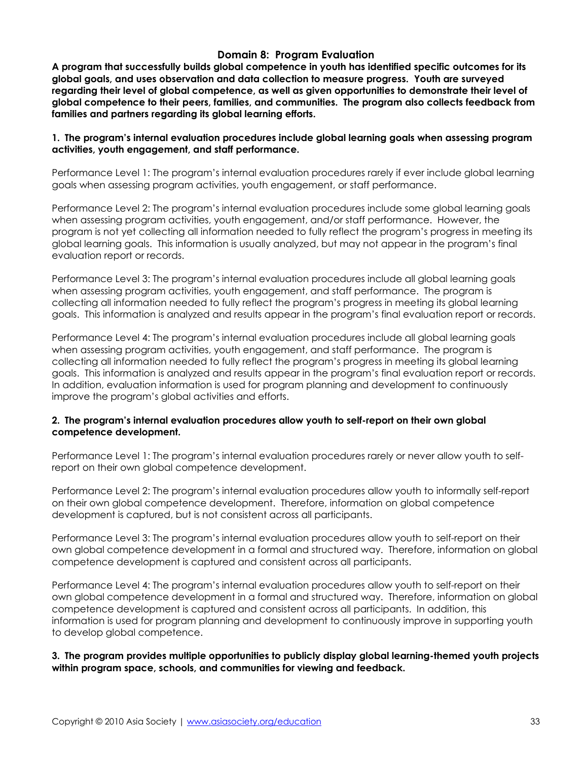## Domain 8: Program Evaluation

**A program that successfully builds global competence in youth has identified specific outcomes for its global goals, and uses observation and data collection to measure progress. Youth are surveyed regarding their level of global competence, as well as given opportunities to demonstrate their level of global competence to their peers, families, and communities. The program also collects feedback from families and partners regarding its global learning efforts.**

**1. The program's internal evaluation procedures include global learning goals when assessing program activities, youth engagement, and staff performance.**

Performance Level 1: The program's internal evaluation procedures rarely if ever include global learning goals when assessing program activities, youth engagement, or staff performance.

Performance Level 2: The program's internal evaluation procedures include some global learning goals when assessing program activities, youth engagement, and/or staff performance. However, the program is not yet collecting all information needed to fully reflect the program's progress in meeting its global learning goals. This information is usually analyzed, but may not appear in the program's final evaluation report or records.

Performance Level 3: The program's internal evaluation procedures include all global learning goals when assessing program activities, youth engagement, and staff performance. The program is collecting all information needed to fully reflect the program's progress in meeting its global learning goals. This information is analyzed and results appear in the program's final evaluation report or records.

Performance Level 4: The program's internal evaluation procedures include all global learning goals when assessing program activities, youth engagement, and staff performance. The program is collecting all information needed to fully reflect the program's progress in meeting its global learning goals. This information is analyzed and results appear in the program's final evaluation report or records. In addition, evaluation information is used for program planning and development to continuously improve the program's global activities and efforts.

**2. The program's internal evaluation procedures allow youth to self-report on their own global competence development.**

Performance Level 1: The program's internal evaluation procedures rarely or never allow youth to self-report on their own global competence development.

Performance Level 2: The program's internal evaluation procedures allow youth to informally self-report on their own global competence development. Therefore, information on global competence development is captured, but is not consistent across all participants.

Performance Level 3: The program's internal evaluation procedures allow youth to self-report on their own global competence development in a formal and structured way. Therefore, information on global competence development is captured and consistent across all participants.

Performance Level 4: The program's internal evaluation procedures allow youth to self-report on their own global competence development in a formal and structured way. Therefore, information on global competence development is captured and consistent across all participants. In addition, this information is used for program planning and development to continuously improve in supporting youth to develop global competence.

**3. The program provides multiple opportunities to publicly display global learning-themed youth projects within program space, schools, and communities for viewing and feedback.**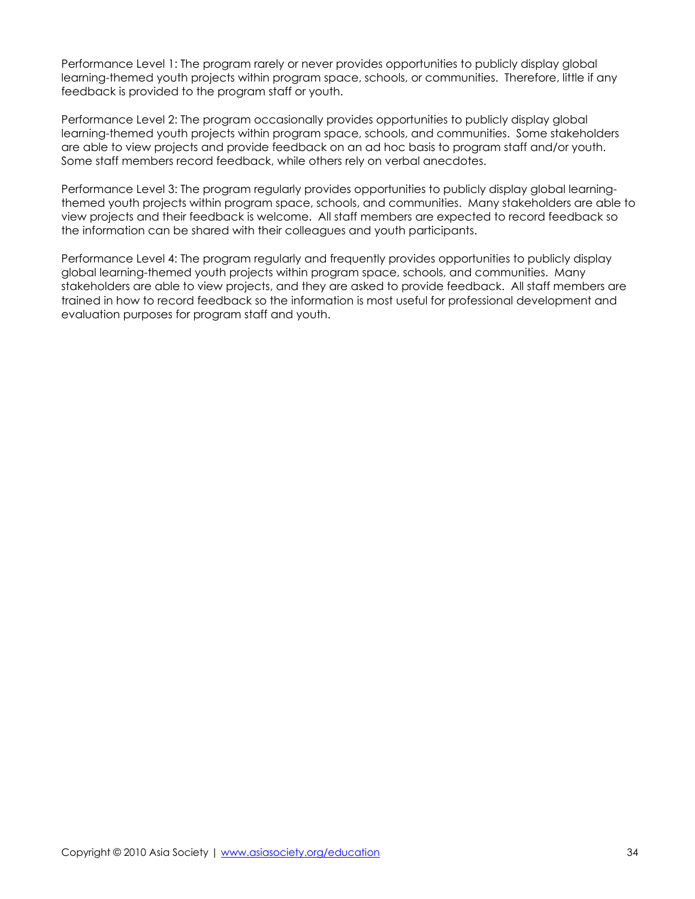Performance Level 1: The program rarely or never provides opportunities to publicly display global learning-themed youth projects within program space, schools, or communities. Therefore, little if any feedback is provided to the program staff or youth.

Performance Level 2: The program occasionally provides opportunities to publicly display global learning-themed youth projects within program space, schools, and communities. Some stakeholders are able to view projects and provide feedback on an ad hoc basis to program staff and/or youth. Some staff members record feedback, while others rely on verbal anecdotes.

Performance Level 3: The program regularly provides opportunities to publicly display global learning-themed youth projects within program space, schools, and communities. Many stakeholders are able to view projects and their feedback is welcome. All staff members are expected to record feedback so the information can be shared with their colleagues and youth participants.

Performance Level 4: The program regularly and frequently provides opportunities to publicly display global learning-themed youth projects within program space, schools, and communities. Many stakeholders are able to view projects, and they are asked to provide feedback. All staff members are trained in how to record feedback so the information is most useful for professional development and evaluation purposes for program staff and youth.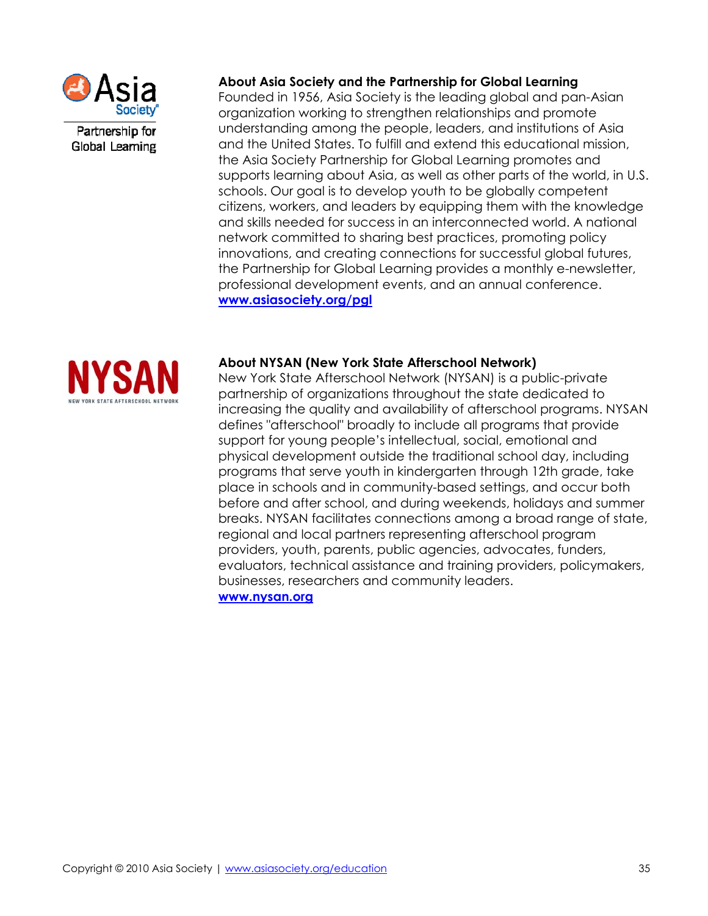## About Asia Society and the Partnership for Global Learning

Founded in 1956, Asia Society is the leading global and pan-Asian organization working to strengthen relationships and promote understanding among the people, leaders, and institutions of Asia and the United States. To fulfill and extend this educational mission, the Asia Society Partnership for Global Learning promotes and supports learning about Asia, as well as other parts of the world, in U.S. schools. Our goal is to develop youth to be globally competent citizens, workers, and leaders by equipping them with the knowledge and skills needed for success in an interconnected world. A national network committed to sharing best practices, promoting policy innovations, and creating connections for successful global futures, the Partnership for Global Learning provides a monthly e-newsletter, professional development events, and an annual conference.

**www.asiasociety.org/pgl**

## About NYSAN (New York State Afterschool Network)

New York State Afterschool Network (NYSAN) is a public-private partnership of organizations throughout the state dedicated to increasing the quality and availability of afterschool programs. NYSAN defines "afterschool" broadly to include all programs that provide support for young people's intellectual, social, emotional and physical development outside the traditional school day, including programs that serve youth in kindergarten through 12th grade, take place in schools and in community-based settings, and occur both before and after school, and during weekends, holidays and summer breaks. NYSAN facilitates connections among a broad range of state, regional and local partners representing afterschool program providers, youth, parents, public agencies, advocates, funders, evaluators, technical assistance and training providers, policymakers, businesses, researchers and community leaders.

**www.nysan.org**

Copyright © 2010 Asia Society | www.asiasociety.org/education